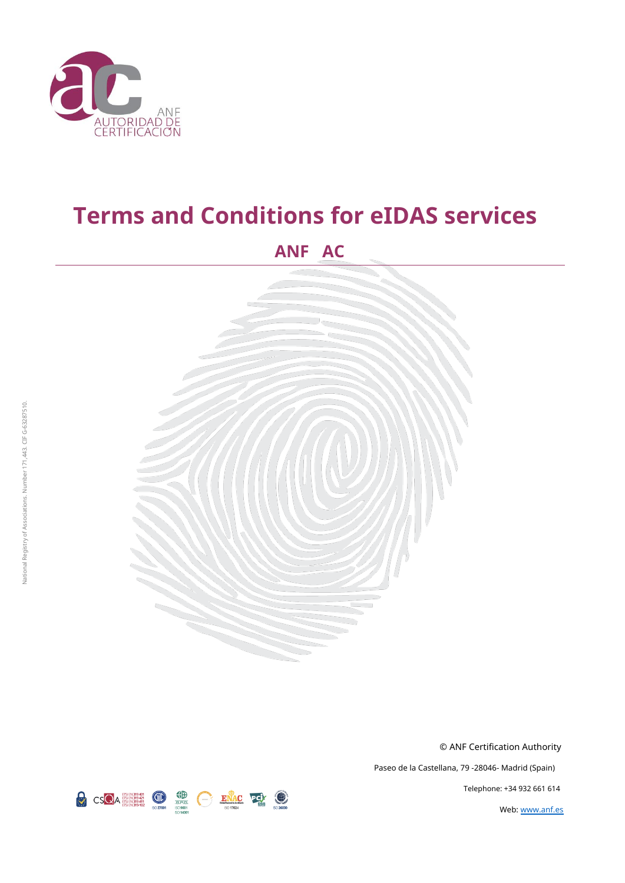# Terms and Conditions for eIDAS services

## ANF AC

National Registry of Associations. Number 171,443. CIF G-63287510.

© ANF Certification Authority

Paseo de la Castellana, 79 -28046- Madrid (Spain)

Telephone: +34 932 661 614

Web: www.anf.es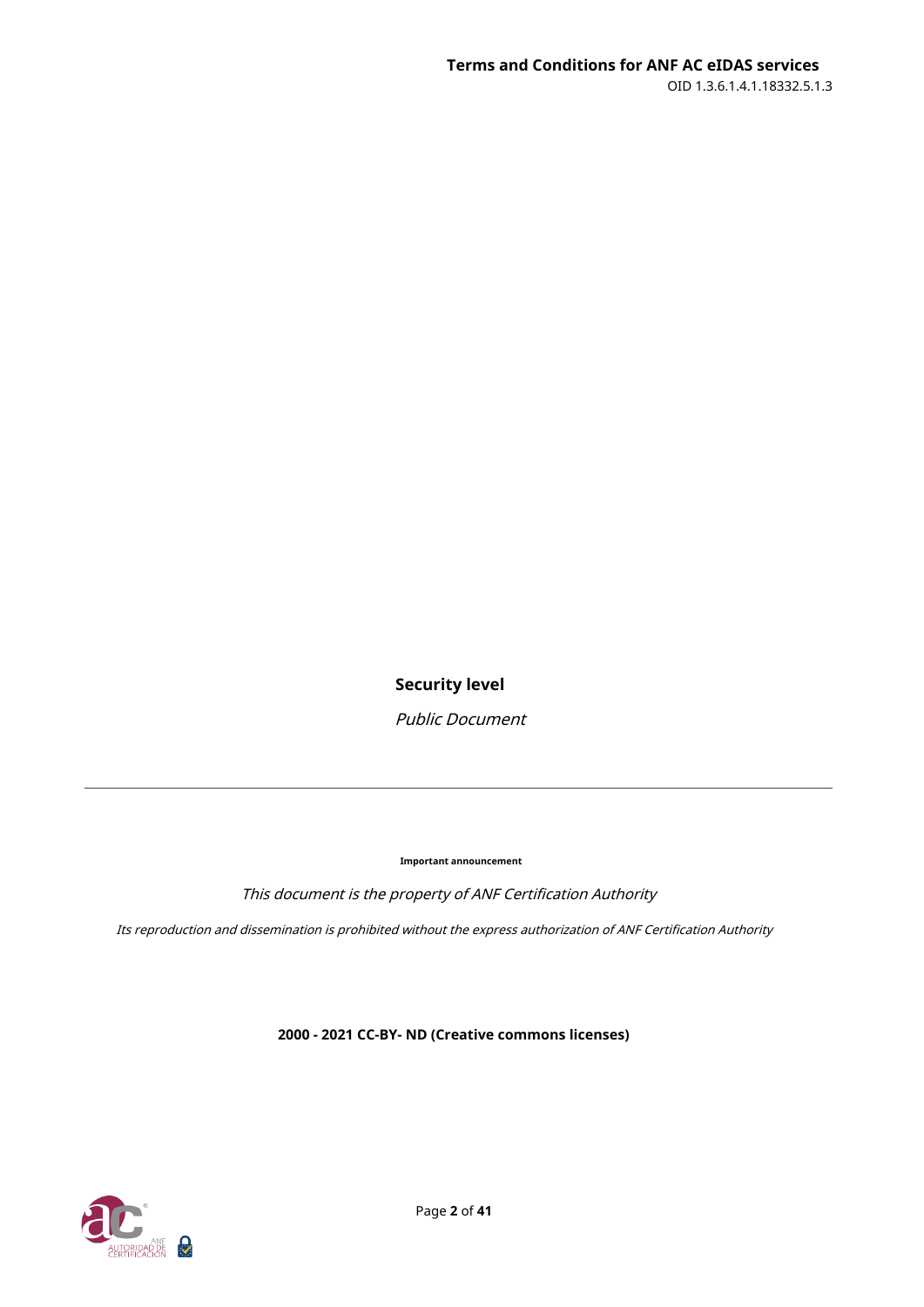**Security level**

*Public Document*

---

**Important announcement**

*This document is the property of ANF Certification Authority*

*Its reproduction and dissemination is prohibited without the express authorization of ANF Certification Authority*

**2000 - 2021 CC-BY- ND (Creative commons licenses)**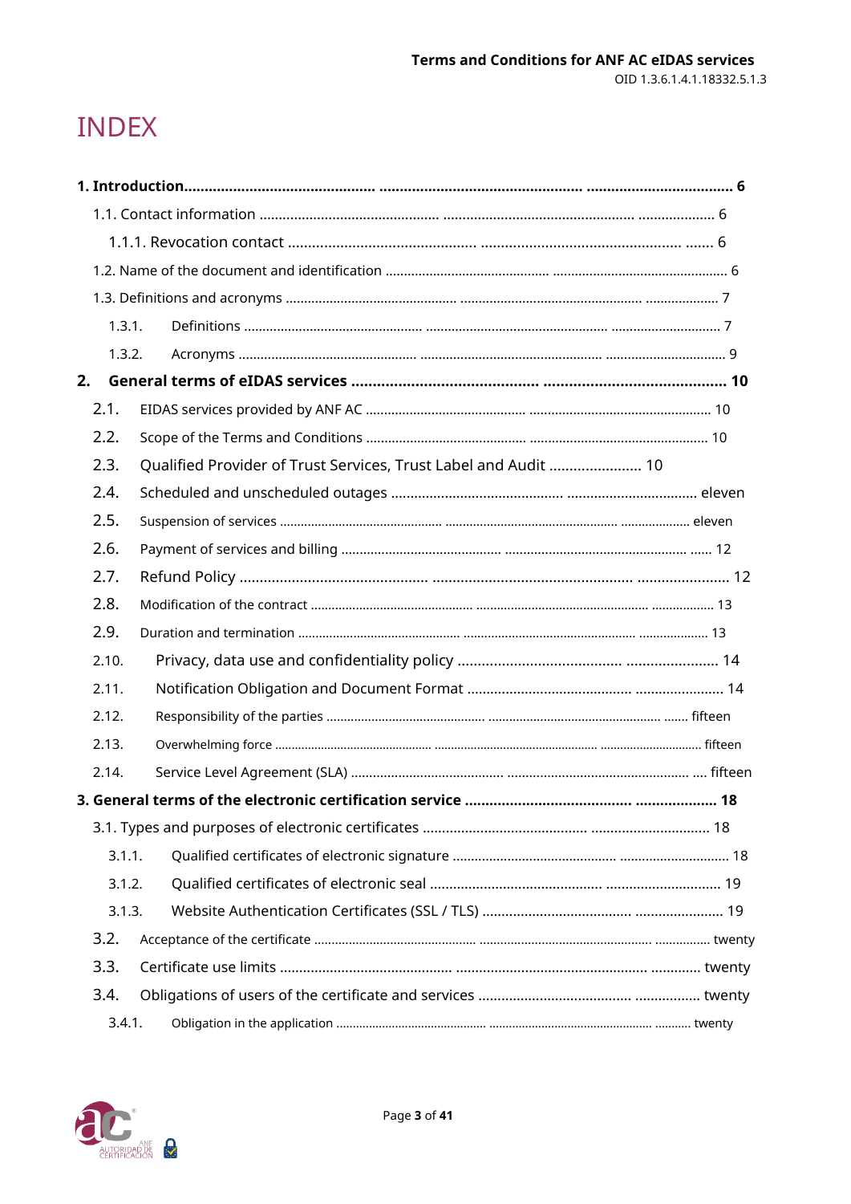# INDEX

**1. Introduction............................................... .................................................. ................................. 6**

1.1. Contact information ............................................... .................................................. .................. 6

1.1.1. Revocation contact ............................................... .................................................. ....... 6

1.2. Name of the document and identification ............................................... .................................................. 6

1.3. Definitions and acronyms ............................................... .................................................. .................. 7

1.3.1. Definitions ............................................... .................................................. ............................ 7

1.3.2. Acronyms ............................................... .................................................. ................................ 9

**2. General terms of eIDAS services ............................................... ........................................... 10**

2.1. EIDAS services provided by ANF AC ............................................... .................................................. 10

2.2. Scope of the Terms and Conditions ............................................... .................................................. 10

2.3. Qualified Provider of Trust Services, Trust Label and Audit ....................... 10

2.4. Scheduled and unscheduled outages ............................................... ................................. eleven

2.5. Suspension of services ............................................... .................................................. ................... eleven

2.6. Payment of services and billing ............................................... .................................................. ...... 12

2.7. Refund Policy ............................................... .................................................. ....................... 12

2.8. Modification of the contract ............................................... .................................................. ................. 13

2.9. Duration and termination ............................................... .................................................. ................... 13

2.10. Privacy, data use and confidentiality policy ............................................... ....................... 14

2.11. Notification Obligation and Document Format ............................................... ....................... 14

2.12. Responsibility of the parties ............................................... .................................................. ....... fifteen

2.13. Overwhelming force ............................................... .................................................. ............................. fifteen

2.14. Service Level Agreement (SLA) ............................................... .................................................. .... fifteen

**3. General terms of the electronic certification service ............................................... .................... 18**

3.1. Types and purposes of electronic certificates ............................................... .............................. 18

3.1.1. Qualified certificates of electronic signature ............................................... .............................. 18

3.1.2. Qualified certificates of electronic seal ............................................... ............................. 19

3.1.3. Website Authentication Certificates (SSL / TLS) ............................................... ....................... 19

3.2. Acceptance of the certificate ............................................... .................................................. ................ twenty

3.3. Certificate use limits ............................................... .................................................. ............ twenty

3.4. Obligations of users of the certificate and services ............................................... ................ twenty

3.4.1. Obligation in the application ............................................... .................................................. ........... twenty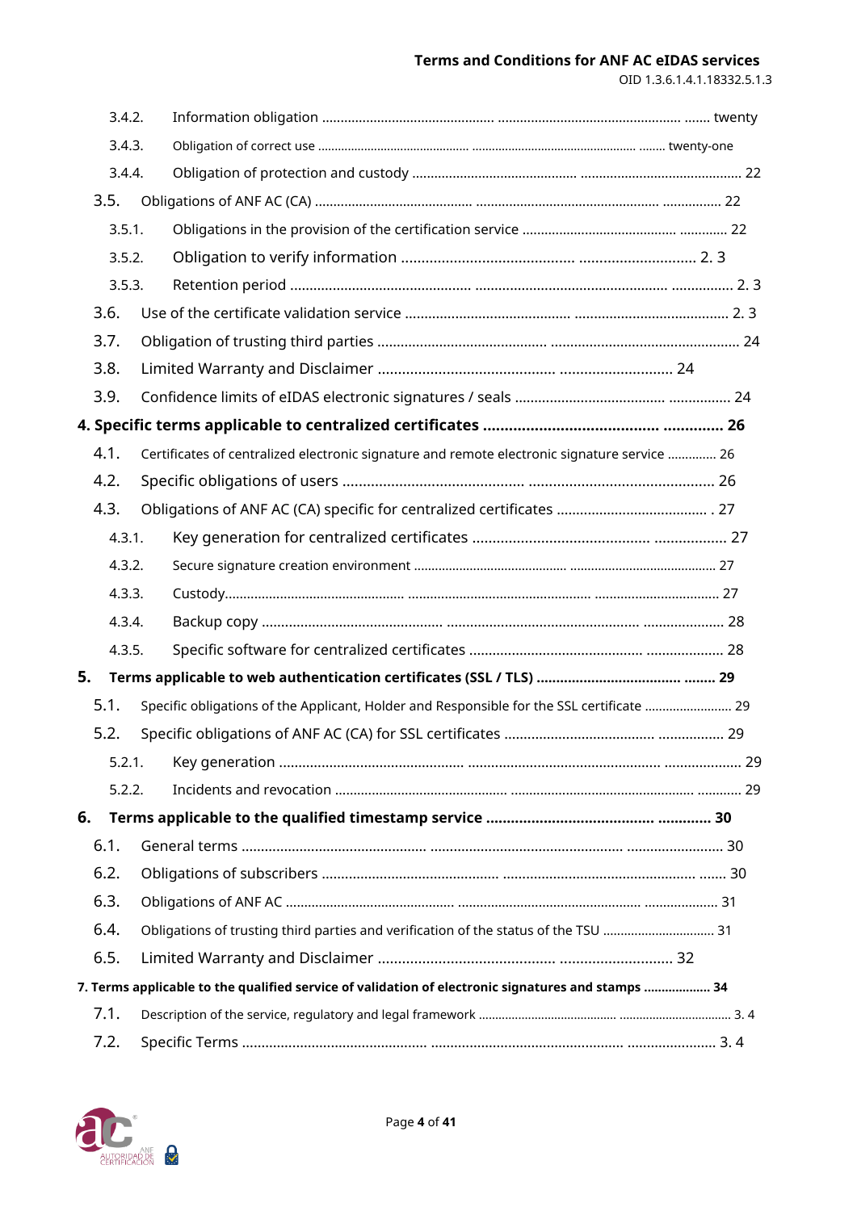3.4.2. Information obligation ................................................ ................................................. ....... twenty

3.4.3. Obligation of correct use ............................................. ................................................ ........ twenty-one

3.4.4. Obligation of protection and custody ............................................ ............................................ 22

3.5. Obligations of ANF AC (CA) ........................................... ................................................. ................ 22

3.5.1. Obligations in the provision of the certification service ......................................... ............. 22

3.5.2. Obligation to verify information ......................................... ............................ 2. 3

3.5.3. Retention period ............................................... ................................................. ................ 2. 3

3.6. Use of the certificate validation service ............................................ ........................................ 2. 3

3.7. Obligation of trusting third parties ........................................... ................................................ 24

3.8. Limited Warranty and Disclaimer ......................................... ............................ 24

3.9. Confidence limits of eIDAS electronic signatures / seals ....................................... ................ 24

**4. Specific terms applicable to centralized certificates ......................................... .............. 26**

4.1. Certificates of centralized electronic signature and remote electronic signature service ............. 26

4.2. Specific obligations of users ........................................... ............................................. 26

4.3. Obligations of ANF AC (CA) specific for centralized certificates ...................................... . 27

4.3.1. Key generation for centralized certificates ............................................ .................. 27

4.3.2. Secure signature creation environment ............................................... ........................................... 27

4.3.3. Custody.................................................. ................................................... .................................. 27

4.3.4. Backup copy ................................................ ................................................. .................... 28

4.3.5. Specific software for centralized certificates .............................................. .................... 28

**5. Terms applicable to web authentication certificates (SSL / TLS) .................................... ........ 29**

5.1. Specific obligations of the Applicant, Holder and Responsible for the SSL certificate ......................... 29

5.2. Specific obligations of ANF AC (CA) for SSL certificates ...................................... ................ 29

5.2.1. Key generation ................................................ .................................................. .................... 29

5.2.2. Incidents and revocation .............................................. ................................................ ............ 29

**6. Terms applicable to the qualified timestamp service ....................................... ............. 30**

6.1. General terms ................................................ ................................................. ........................ 30

6.2. Obligations of subscribers .............................................. ................................................ ....... 30

6.3. Obligations of ANF AC ................................................ ................................................ .................... 31

6.4. Obligations of trusting third parties and verification of the status of the TSU ................................ 31

6.5. Limited Warranty and Disclaimer ......................................... ............................ 32

**7. Terms applicable to the qualified service of validation of electronic signatures and stamps ................... 34**

7.1. Description of the service, regulatory and legal framework ......................................... ................................ 3. 4

7.2. Specific Terms ................................................ ................................................ ....................... 3. 4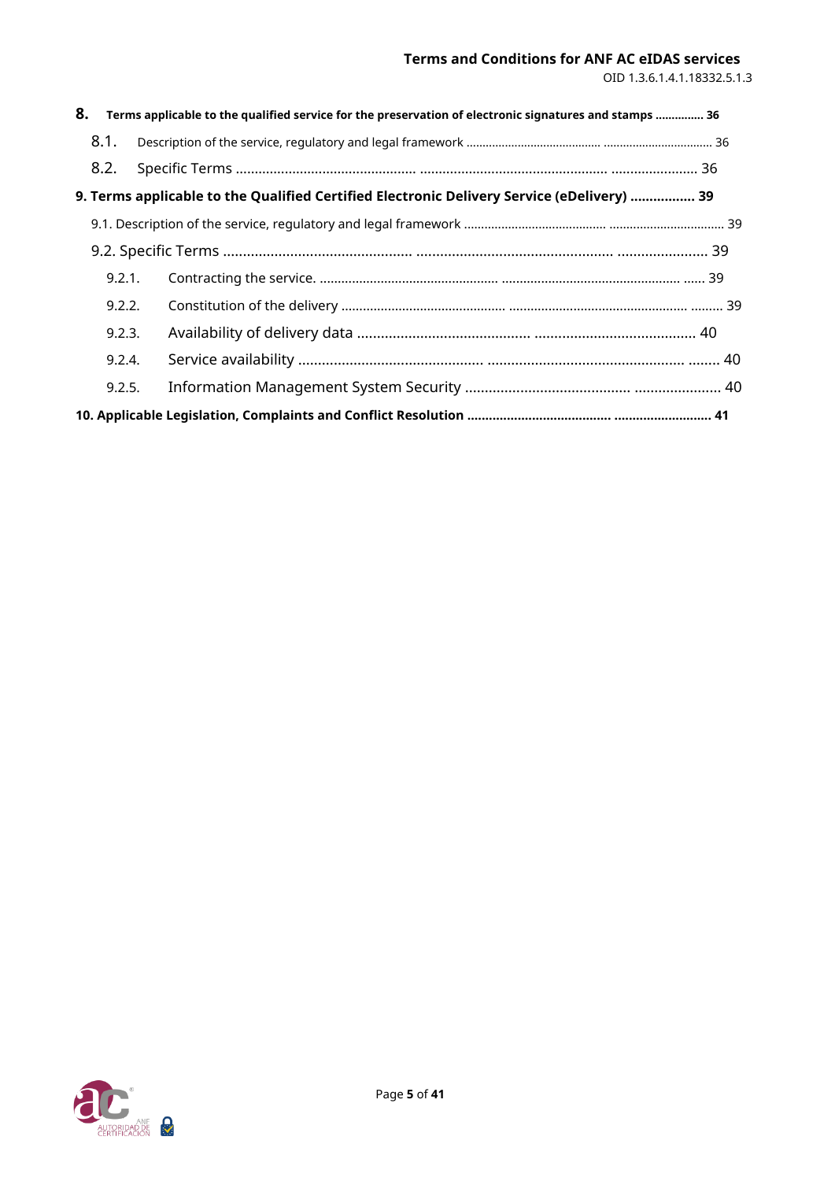**8. Terms applicable to the qualified service for the preservation of electronic signatures and stamps .............. 36**

8.1. Description of the service, regulatory and legal framework ........................................ ................................ 36

8.2. Specific Terms ................................................ .................................................... ....................... 36

**9. Terms applicable to the Qualified Certified Electronic Delivery Service (eDelivery) ................ 39**

9.1. Description of the service, regulatory and legal framework ......................................... ................................. 39

9.2. Specific Terms ................................................ .................................................... ....................... 39

9.2.1. Contracting the service. .................................................... .................................................. ...... 39

9.2.2. Constitution of the delivery ............................................... ................................................. ......... 39

9.2.3. Availability of delivery data ............................................ ......................................... 40

9.2.4. Service availability .............................................. ................................................ ........ 40

9.2.5. Information Management System Security ........................................... ...................... 40

**10. Applicable Legislation, Complaints and Conflict Resolution ...................................... .......................... 41**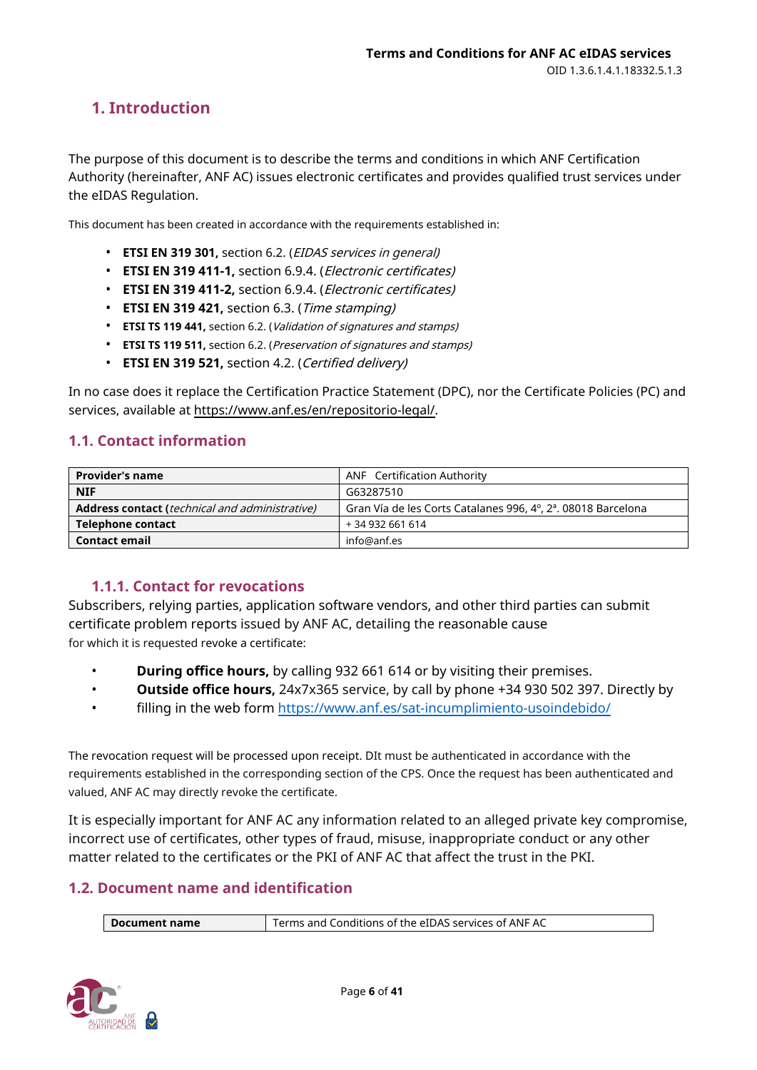# 1. Introduction

The purpose of this document is to describe the terms and conditions in which ANF Certification Authority (hereinafter, ANF AC) issues electronic certificates and provides qualified trust services under the eIDAS Regulation.

This document has been created in accordance with the requirements established in:

- **ETSI EN 319 301,** section 6.2. (*EIDAS services in general)*
- **ETSI EN 319 411-1,** section 6.9.4. (*Electronic certificates)*
- **ETSI EN 319 411-2,** section 6.9.4. (*Electronic certificates)*
- **ETSI EN 319 421,** section 6.3. (*Time stamping)*
- **ETSI TS 119 441,** section 6.2. (*Validation of signatures and stamps)*
- **ETSI TS 119 511,** section 6.2. (*Preservation of signatures and stamps)*
- **ETSI EN 319 521,** section 4.2. (*Certified delivery)*

In no case does it replace the Certification Practice Statement (DPC), nor the Certificate Policies (PC) and services, available at https://www.anf.es/en/repositorio-legal/.

## 1.1. Contact information

| **Provider's name** | ANF Certification Authority |
|---|---|
| **NIF** | G63287510 |
| **Address contact** (*technical and administrative)* | Gran Vía de les Corts Catalanes 996, 4º, 2ª. 08018 Barcelona |
| **Telephone contact** | + 34 932 661 614 |
| **Contact email** | info@anf.es |

### 1.1.1. Contact for revocations

Subscribers, relying parties, application software vendors, and other third parties can submit certificate problem reports issued by ANF AC, detailing the reasonable cause for which it is requested revoke a certificate:

- **During office hours,** by calling 932 661 614 or by visiting their premises.
- **Outside office hours,** 24x7x365 service, by call by phone +34 930 502 397. Directly by
- filling in the web form https://www.anf.es/sat-incumplimiento-usoindebido/

The revocation request will be processed upon receipt. DIt must be authenticated in accordance with the requirements established in the corresponding section of the CPS. Once the request has been authenticated and valued, ANF AC may directly revoke the certificate.

It is especially important for ANF AC any information related to an alleged private key compromise, incorrect use of certificates, other types of fraud, misuse, inappropriate conduct or any other matter related to the certificates or the PKI of ANF AC that affect the trust in the PKI.

## 1.2. Document name and identification

| **Document name** | Terms and Conditions of the eIDAS services of ANF AC |
|---|---|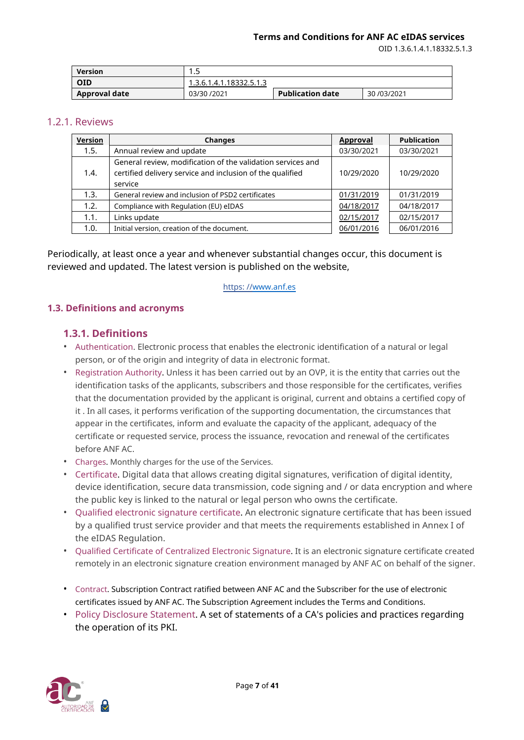| Version | 1.5 | | |
|---|---|---|---|
| OID | 1.3.6.1.4.1.18332.5.1.3 | | |
| Approval date | 03/30 /2021 | Publication date | 30 /03/2021 |

### 1.2.1. Reviews

| Version | Changes | Approval | Publication |
|---|---|---|---|
| 1.5. | Annual review and update | 03/30/2021 | 03/30/2021 |
| 1.4. | General review, modification of the validation services and certified delivery service and inclusion of the qualified service | 10/29/2020 | 10/29/2020 |
| 1.3. | General review and inclusion of PSD2 certificates | 01/31/2019 | 01/31/2019 |
| 1.2. | Compliance with Regulation (EU) eIDAS | 04/18/2017 | 04/18/2017 |
| 1.1. | Links update | 02/15/2017 | 02/15/2017 |
| 1.0. | Initial version, creation of the document. | 06/01/2016 | 06/01/2016 |

Periodically, at least once a year and whenever substantial changes occur, this document is reviewed and updated. The latest version is published on the website,

https: //www.anf.es

## 1.3. Definitions and acronyms

### 1.3.1. Definitions

- Authentication. Electronic process that enables the electronic identification of a natural or legal person, or of the origin and integrity of data in electronic format.
- Registration Authority. Unless it has been carried out by an OVP, it is the entity that carries out the identification tasks of the applicants, subscribers and those responsible for the certificates, verifies that the documentation provided by the applicant is original, current and obtains a certified copy of it . In all cases, it performs verification of the supporting documentation, the circumstances that appear in the certificates, inform and evaluate the capacity of the applicant, adequacy of the certificate or requested service, process the issuance, revocation and renewal of the certificates before ANF AC.
- Charges. Monthly charges for the use of the Services.
- Certificate. Digital data that allows creating digital signatures, verification of digital identity, device identification, secure data transmission, code signing and / or data encryption and where the public key is linked to the natural or legal person who owns the certificate.
- Qualified electronic signature certificate. An electronic signature certificate that has been issued by a qualified trust service provider and that meets the requirements established in Annex I of the eIDAS Regulation.
- Qualified Certificate of Centralized Electronic Signature. It is an electronic signature certificate created remotely in an electronic signature creation environment managed by ANF AC on behalf of the signer.
- Contract. Subscription Contract ratified between ANF AC and the Subscriber for the use of electronic certificates issued by ANF AC. The Subscription Agreement includes the Terms and Conditions.
- Policy Disclosure Statement. A set of statements of a CA's policies and practices regarding the operation of its PKI.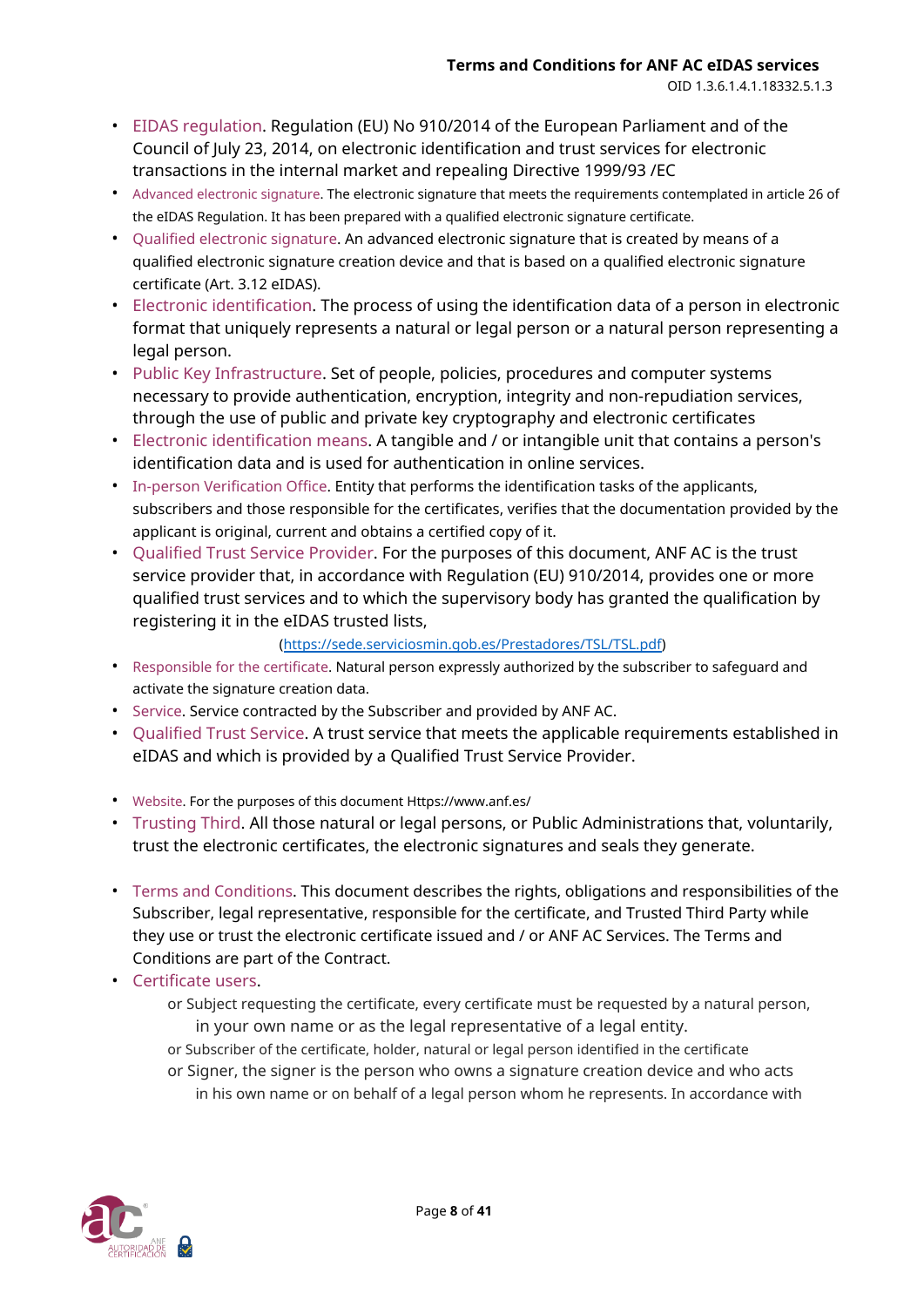- EIDAS regulation. Regulation (EU) No 910/2014 of the European Parliament and of the Council of July 23, 2014, on electronic identification and trust services for electronic transactions in the internal market and repealing Directive 1999/93 /EC
- Advanced electronic signature. The electronic signature that meets the requirements contemplated in article 26 of the eIDAS Regulation. It has been prepared with a qualified electronic signature certificate.
- Qualified electronic signature. An advanced electronic signature that is created by means of a qualified electronic signature creation device and that is based on a qualified electronic signature certificate (Art. 3.12 eIDAS).
- Electronic identification. The process of using the identification data of a person in electronic format that uniquely represents a natural or legal person or a natural person representing a legal person.
- Public Key Infrastructure. Set of people, policies, procedures and computer systems necessary to provide authentication, encryption, integrity and non-repudiation services, through the use of public and private key cryptography and electronic certificates
- Electronic identification means. A tangible and / or intangible unit that contains a person's identification data and is used for authentication in online services.
- In-person Verification Office. Entity that performs the identification tasks of the applicants, subscribers and those responsible for the certificates, verifies that the documentation provided by the applicant is original, current and obtains a certified copy of it.
- Qualified Trust Service Provider. For the purposes of this document, ANF AC is the trust service provider that, in accordance with Regulation (EU) 910/2014, provides one or more qualified trust services and to which the supervisory body has granted the qualification by registering it in the eIDAS trusted lists,

  (https://sede.serviciosmin.gob.es/Prestadores/TSL/TSL.pdf)
- Responsible for the certificate. Natural person expressly authorized by the subscriber to safeguard and activate the signature creation data.
- Service. Service contracted by the Subscriber and provided by ANF AC.
- Qualified Trust Service. A trust service that meets the applicable requirements established in eIDAS and which is provided by a Qualified Trust Service Provider.

- Website. For the purposes of this document Https://www.anf.es/
- Trusting Third. All those natural or legal persons, or Public Administrations that, voluntarily, trust the electronic certificates, the electronic signatures and seals they generate.

- Terms and Conditions. This document describes the rights, obligations and responsibilities of the Subscriber, legal representative, responsible for the certificate, and Trusted Third Party while they use or trust the electronic certificate issued and / or ANF AC Services. The Terms and Conditions are part of the Contract.
- Certificate users.
  - Subject requesting the certificate, every certificate must be requested by a natural person, in your own name or as the legal representative of a legal entity.
  - Subscriber of the certificate, holder, natural or legal person identified in the certificate
  - Signer, the signer is the person who owns a signature creation device and who acts in his own name or on behalf of a legal person whom he represents. In accordance with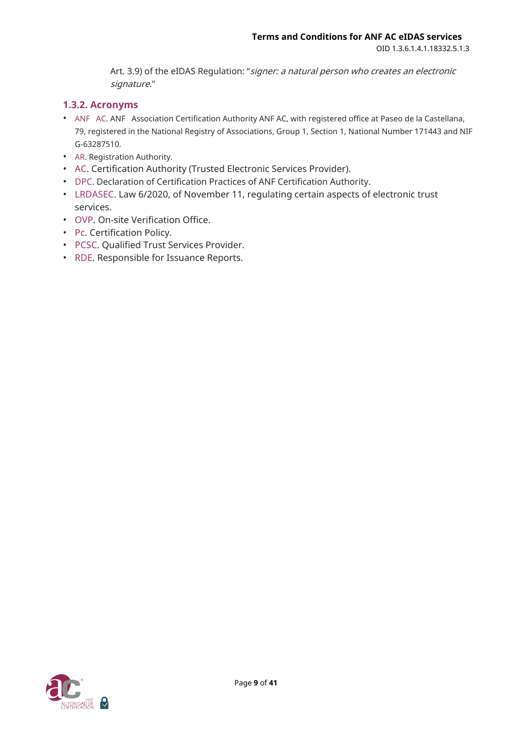Art. 3.9) of the eIDAS Regulation: "*signer: a natural person who creates an electronic signature.*"

### 1.3.2. Acronyms

- ANF AC. ANF Association Certification Authority ANF AC, with registered office at Paseo de la Castellana, 79, registered in the National Registry of Associations, Group 1, Section 1, National Number 171443 and NIF G-63287510.
- AR. Registration Authority.
- AC. Certification Authority (Trusted Electronic Services Provider).
- DPC. Declaration of Certification Practices of ANF Certification Authority.
- LRDASEC. Law 6/2020, of November 11, regulating certain aspects of electronic trust services.
- OVP. On-site Verification Office.
- Pc. Certification Policy.
- PCSC. Qualified Trust Services Provider.
- RDE. Responsible for Issuance Reports.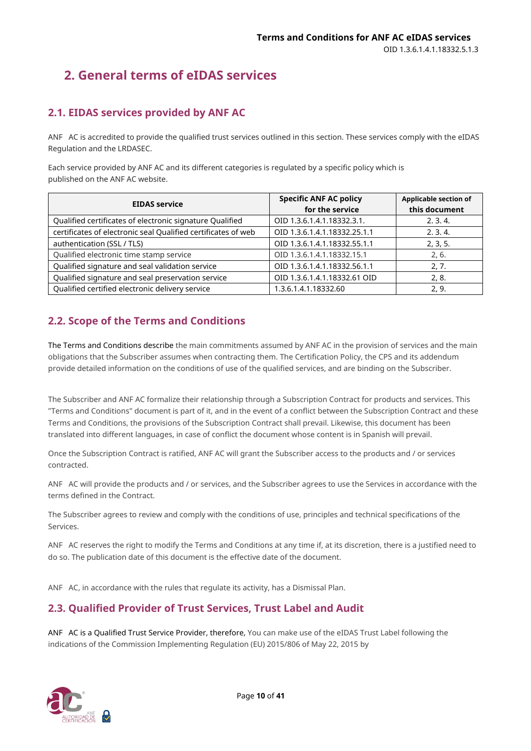## 2. General terms of eIDAS services

### 2.1. EIDAS services provided by ANF AC

ANF AC is accredited to provide the qualified trust services outlined in this section. These services comply with the eIDAS Regulation and the LRDASEC.

Each service provided by ANF AC and its different categories is regulated by a specific policy which is published on the ANF AC website.

| EIDAS service | Specific ANF AC policy for the service | Applicable section of this document |
|---|---|---|
| Qualified certificates of electronic signature Qualified | OID 1.3.6.1.4.1.18332.3.1. | 2. 3. 4. |
| certificates of electronic seal Qualified certificates of web | OID 1.3.6.1.4.1.18332.25.1.1 | 2. 3. 4. |
| authentication (SSL / TLS) | OID 1.3.6.1.4.1.18332.55.1.1 | 2, 3, 5. |
| Qualified electronic time stamp service | OID 1.3.6.1.4.1.18332.15.1 | 2, 6. |
| Qualified signature and seal validation service | OID 1.3.6.1.4.1.18332.56.1.1 | 2, 7. |
| Qualified signature and seal preservation service | OID 1.3.6.1.4.1.18332.61 OID | 2, 8. |
| Qualified certified electronic delivery service | 1.3.6.1.4.1.18332.60 | 2, 9. |

### 2.2. Scope of the Terms and Conditions

The Terms and Conditions describe the main commitments assumed by ANF AC in the provision of services and the main obligations that the Subscriber assumes when contracting them. The Certification Policy, the CPS and its addendum provide detailed information on the conditions of use of the qualified services, and are binding on the Subscriber.

The Subscriber and ANF AC formalize their relationship through a Subscription Contract for products and services. This "Terms and Conditions" document is part of it, and in the event of a conflict between the Subscription Contract and these Terms and Conditions, the provisions of the Subscription Contract shall prevail. Likewise, this document has been translated into different languages, in case of conflict the document whose content is in Spanish will prevail.

Once the Subscription Contract is ratified, ANF AC will grant the Subscriber access to the products and / or services contracted.

ANF AC will provide the products and / or services, and the Subscriber agrees to use the Services in accordance with the terms defined in the Contract.

The Subscriber agrees to review and comply with the conditions of use, principles and technical specifications of the Services.

ANF AC reserves the right to modify the Terms and Conditions at any time if, at its discretion, there is a justified need to do so. The publication date of this document is the effective date of the document.

ANF AC, in accordance with the rules that regulate its activity, has a Dismissal Plan.

### 2.3. Qualified Provider of Trust Services, Trust Label and Audit

ANF AC is a Qualified Trust Service Provider, therefore, You can make use of the eIDAS Trust Label following the indications of the Commission Implementing Regulation (EU) 2015/806 of May 22, 2015 by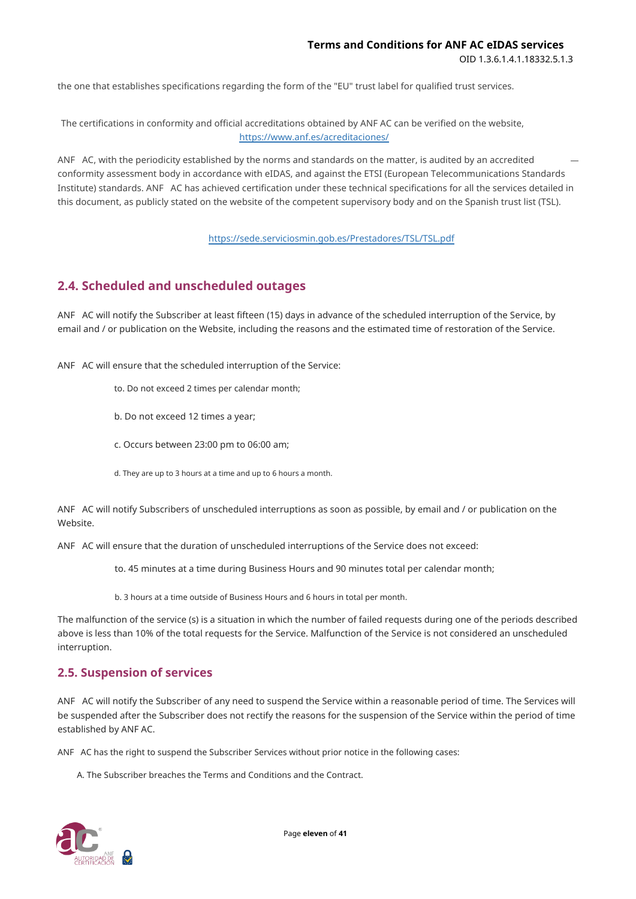the one that establishes specifications regarding the form of the "EU" trust label for qualified trust services.

The certifications in conformity and official accreditations obtained by ANF AC can be verified on the website, https://www.anf.es/acreditaciones/

ANF AC, with the periodicity established by the norms and standards on the matter, is audited by an accredited conformity assessment body in accordance with eIDAS, and against the ETSI (European Telecommunications Standards Institute) standards. ANF AC has achieved certification under these technical specifications for all the services detailed in this document, as publicly stated on the website of the competent supervisory body and on the Spanish trust list (TSL).

https://sede.serviciosmin.gob.es/Prestadores/TSL/TSL.pdf

## 2.4. Scheduled and unscheduled outages

ANF AC will notify the Subscriber at least fifteen (15) days in advance of the scheduled interruption of the Service, by email and / or publication on the Website, including the reasons and the estimated time of restoration of the Service.

ANF AC will ensure that the scheduled interruption of the Service:

to. Do not exceed 2 times per calendar month;

b. Do not exceed 12 times a year;

c. Occurs between 23:00 pm to 06:00 am;

d. They are up to 3 hours at a time and up to 6 hours a month.

ANF AC will notify Subscribers of unscheduled interruptions as soon as possible, by email and / or publication on the Website.

ANF AC will ensure that the duration of unscheduled interruptions of the Service does not exceed:

to. 45 minutes at a time during Business Hours and 90 minutes total per calendar month;

b. 3 hours at a time outside of Business Hours and 6 hours in total per month.

The malfunction of the service (s) is a situation in which the number of failed requests during one of the periods described above is less than 10% of the total requests for the Service. Malfunction of the Service is not considered an unscheduled interruption.

## 2.5. Suspension of services

ANF AC will notify the Subscriber of any need to suspend the Service within a reasonable period of time. The Services will be suspended after the Subscriber does not rectify the reasons for the suspension of the Service within the period of time established by ANF AC.

ANF AC has the right to suspend the Subscriber Services without prior notice in the following cases:

A. The Subscriber breaches the Terms and Conditions and the Contract.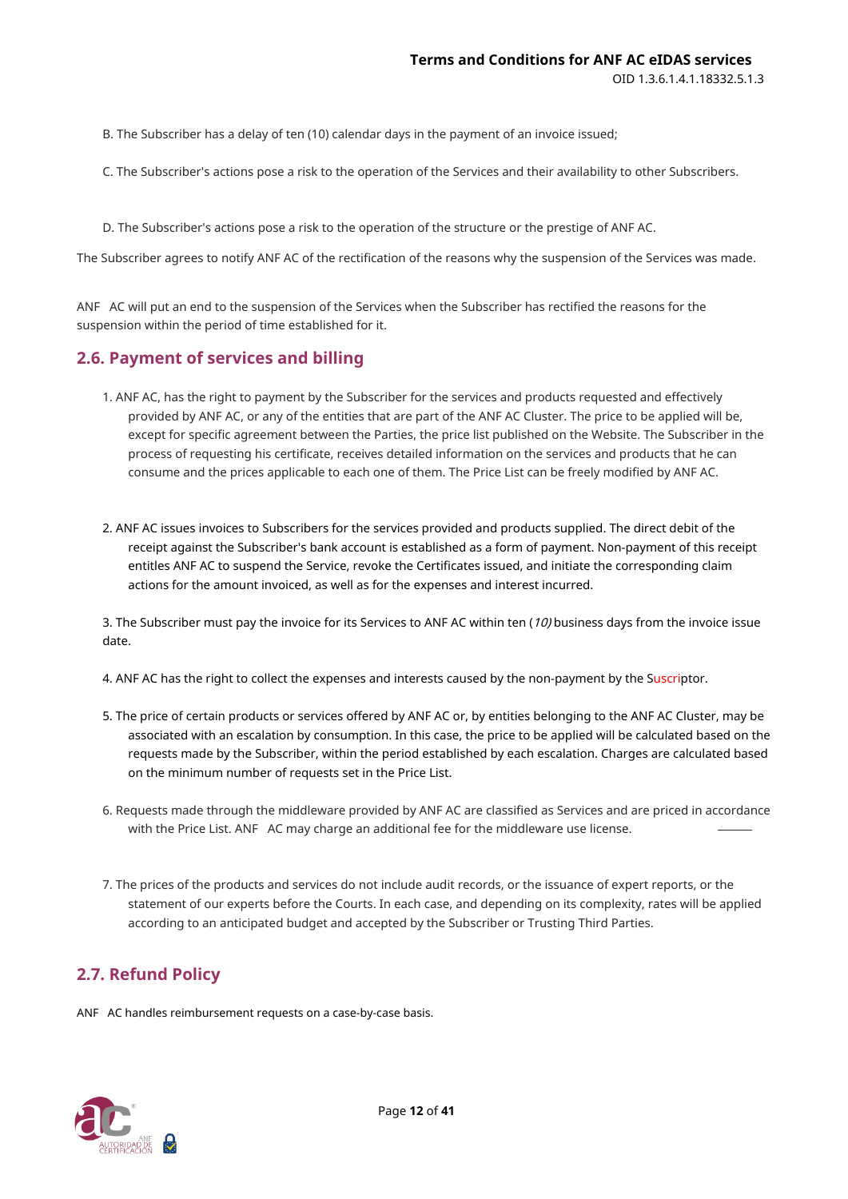B. The Subscriber has a delay of ten (10) calendar days in the payment of an invoice issued;

C. The Subscriber's actions pose a risk to the operation of the Services and their availability to other Subscribers.

D. The Subscriber's actions pose a risk to the operation of the structure or the prestige of ANF AC.

The Subscriber agrees to notify ANF AC of the rectification of the reasons why the suspension of the Services was made.

ANF AC will put an end to the suspension of the Services when the Subscriber has rectified the reasons for the suspension within the period of time established for it.

## 2.6. Payment of services and billing

1. ANF AC, has the right to payment by the Subscriber for the services and products requested and effectively provided by ANF AC, or any of the entities that are part of the ANF AC Cluster. The price to be applied will be, except for specific agreement between the Parties, the price list published on the Website. The Subscriber in the process of requesting his certificate, receives detailed information on the services and products that he can consume and the prices applicable to each one of them. The Price List can be freely modified by ANF AC.

2. ANF AC issues invoices to Subscribers for the services provided and products supplied. The direct debit of the receipt against the Subscriber's bank account is established as a form of payment. Non-payment of this receipt entitles ANF AC to suspend the Service, revoke the Certificates issued, and initiate the corresponding claim actions for the amount invoiced, as well as for the expenses and interest incurred.

3. The Subscriber must pay the invoice for its Services to ANF AC within ten (*10)* business days from the invoice issue date.

4. ANF AC has the right to collect the expenses and interests caused by the non-payment by the Suscriptor.

5. The price of certain products or services offered by ANF AC or, by entities belonging to the ANF AC Cluster, may be associated with an escalation by consumption. In this case, the price to be applied will be calculated based on the requests made by the Subscriber, within the period established by each escalation. Charges are calculated based on the minimum number of requests set in the Price List.

6. Requests made through the middleware provided by ANF AC are classified as Services and are priced in accordance with the Price List. ANF AC may charge an additional fee for the middleware use license.

7. The prices of the products and services do not include audit records, or the issuance of expert reports, or the statement of our experts before the Courts. In each case, and depending on its complexity, rates will be applied according to an anticipated budget and accepted by the Subscriber or Trusting Third Parties.

## 2.7. Refund Policy

ANF AC handles reimbursement requests on a case-by-case basis.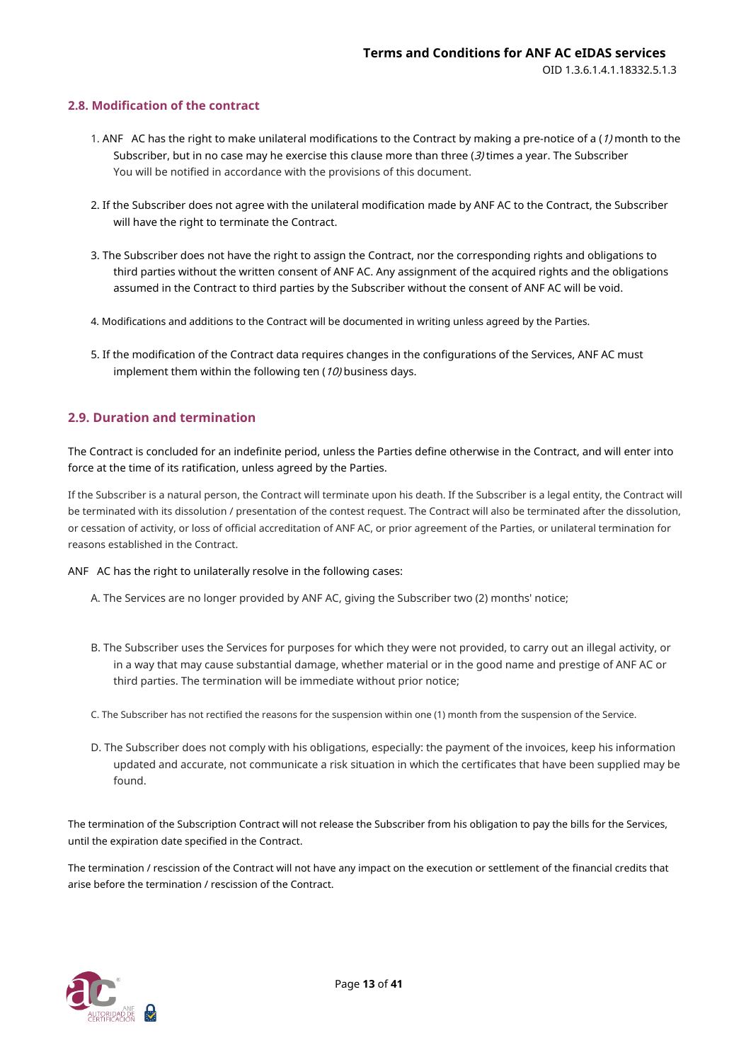## 2.8. Modification of the contract

1. ANF AC has the right to make unilateral modifications to the Contract by making a pre-notice of a (*1)* month to the Subscriber, but in no case may he exercise this clause more than three (*3)* times a year. The Subscriber You will be notified in accordance with the provisions of this document.

2. If the Subscriber does not agree with the unilateral modification made by ANF AC to the Contract, the Subscriber will have the right to terminate the Contract.

3. The Subscriber does not have the right to assign the Contract, nor the corresponding rights and obligations to third parties without the written consent of ANF AC. Any assignment of the acquired rights and the obligations assumed in the Contract to third parties by the Subscriber without the consent of ANF AC will be void.

4. Modifications and additions to the Contract will be documented in writing unless agreed by the Parties.

5. If the modification of the Contract data requires changes in the configurations of the Services, ANF AC must implement them within the following ten (*10)* business days.

## 2.9. Duration and termination

The Contract is concluded for an indefinite period, unless the Parties define otherwise in the Contract, and will enter into force at the time of its ratification, unless agreed by the Parties.

If the Subscriber is a natural person, the Contract will terminate upon his death. If the Subscriber is a legal entity, the Contract will be terminated with its dissolution / presentation of the contest request. The Contract will also be terminated after the dissolution, or cessation of activity, or loss of official accreditation of ANF AC, or prior agreement of the Parties, or unilateral termination for reasons established in the Contract.

ANF AC has the right to unilaterally resolve in the following cases:

A. The Services are no longer provided by ANF AC, giving the Subscriber two (2) months' notice;

B. The Subscriber uses the Services for purposes for which they were not provided, to carry out an illegal activity, or in a way that may cause substantial damage, whether material or in the good name and prestige of ANF AC or third parties. The termination will be immediate without prior notice;

C. The Subscriber has not rectified the reasons for the suspension within one (1) month from the suspension of the Service.

D. The Subscriber does not comply with his obligations, especially: the payment of the invoices, keep his information updated and accurate, not communicate a risk situation in which the certificates that have been supplied may be found.

The termination of the Subscription Contract will not release the Subscriber from his obligation to pay the bills for the Services, until the expiration date specified in the Contract.

The termination / rescission of the Contract will not have any impact on the execution or settlement of the financial credits that arise before the termination / rescission of the Contract.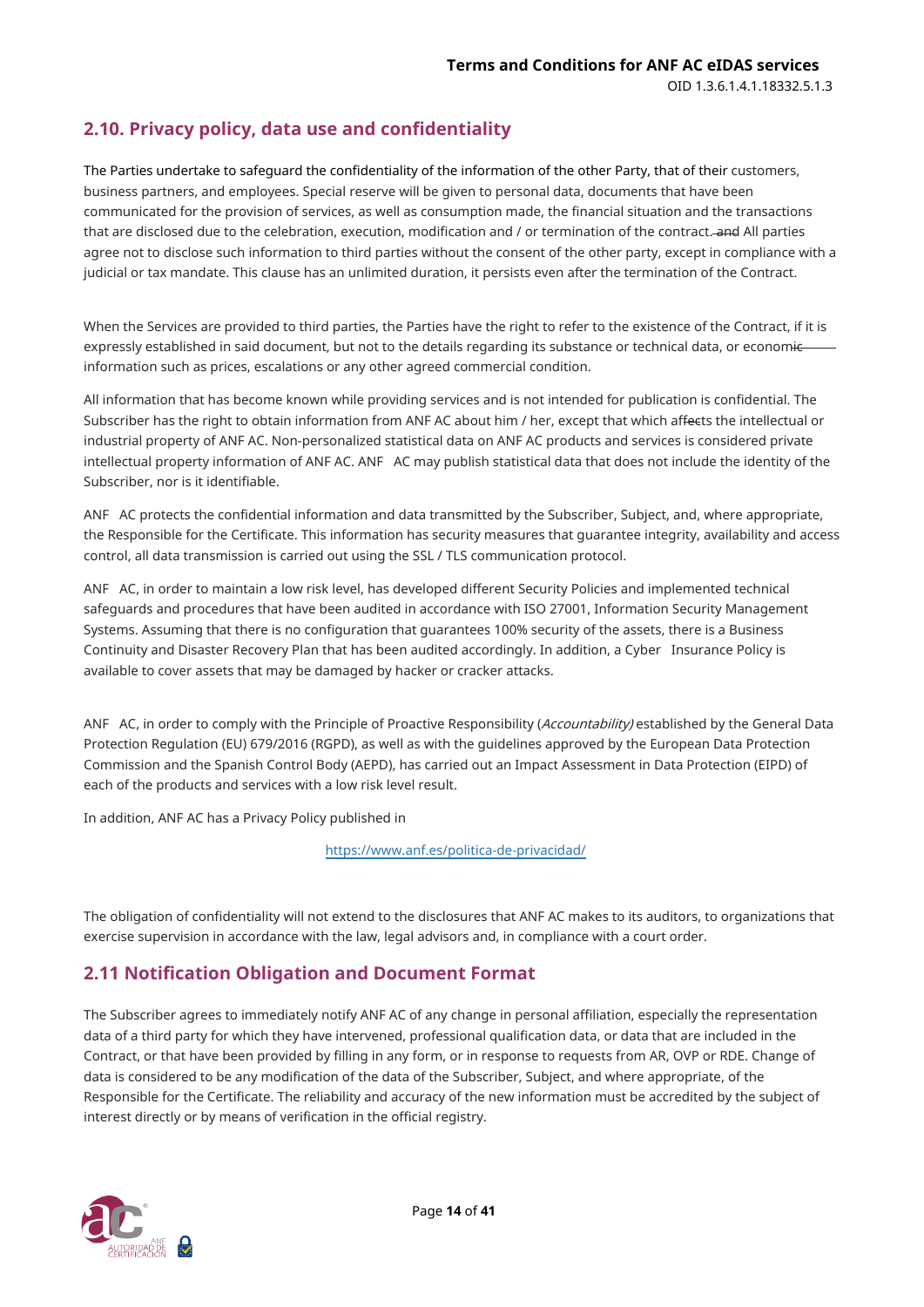## 2.10. Privacy policy, data use and confidentiality

The Parties undertake to safeguard the confidentiality of the information of the other Party, that of their customers, business partners, and employees. Special reserve will be given to personal data, documents that have been communicated for the provision of services, as well as consumption made, the financial situation and the transactions that are disclosed due to the celebration, execution, modification and / or termination of the contract. All parties agree not to disclose such information to third parties without the consent of the other party, except in compliance with a judicial or tax mandate. This clause has an unlimited duration, it persists even after the termination of the Contract.

When the Services are provided to third parties, the Parties have the right to refer to the existence of the Contract, if it is expressly established in said document, but not to the details regarding its substance or technical data, or economic information such as prices, escalations or any other agreed commercial condition.

All information that has become known while providing services and is not intended for publication is confidential. The Subscriber has the right to obtain information from ANF AC about him / her, except that which affects the intellectual or industrial property of ANF AC. Non-personalized statistical data on ANF AC products and services is considered private intellectual property information of ANF AC. ANF AC may publish statistical data that does not include the identity of the Subscriber, nor is it identifiable.

ANF AC protects the confidential information and data transmitted by the Subscriber, Subject, and, where appropriate, the Responsible for the Certificate. This information has security measures that guarantee integrity, availability and access control, all data transmission is carried out using the SSL / TLS communication protocol.

ANF AC, in order to maintain a low risk level, has developed different Security Policies and implemented technical safeguards and procedures that have been audited in accordance with ISO 27001, Information Security Management Systems. Assuming that there is no configuration that guarantees 100% security of the assets, there is a Business Continuity and Disaster Recovery Plan that has been audited accordingly. In addition, a Cyber Insurance Policy is available to cover assets that may be damaged by hacker or cracker attacks.

ANF AC, in order to comply with the Principle of Proactive Responsibility (*Accountability)* established by the General Data Protection Regulation (EU) 679/2016 (RGPD), as well as with the guidelines approved by the European Data Protection Commission and the Spanish Control Body (AEPD), has carried out an Impact Assessment in Data Protection (EIPD) of each of the products and services with a low risk level result.

In addition, ANF AC has a Privacy Policy published in

https://www.anf.es/politica-de-privacidad/

The obligation of confidentiality will not extend to the disclosures that ANF AC makes to its auditors, to organizations that exercise supervision in accordance with the law, legal advisors and, in compliance with a court order.

## 2.11 Notification Obligation and Document Format

The Subscriber agrees to immediately notify ANF AC of any change in personal affiliation, especially the representation data of a third party for which they have intervened, professional qualification data, or data that are included in the Contract, or that have been provided by filling in any form, or in response to requests from AR, OVP or RDE. Change of data is considered to be any modification of the data of the Subscriber, Subject, and where appropriate, of the Responsible for the Certificate. The reliability and accuracy of the new information must be accredited by the subject of interest directly or by means of verification in the official registry.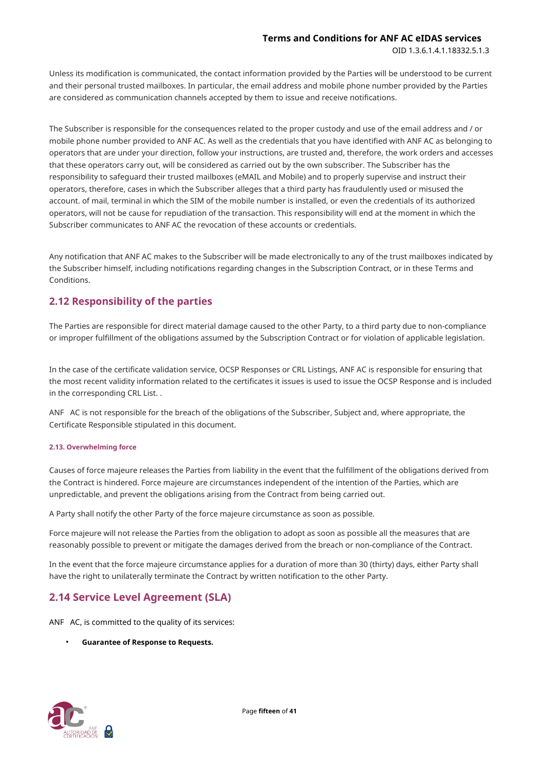Unless its modification is communicated, the contact information provided by the Parties will be understood to be current and their personal trusted mailboxes. In particular, the email address and mobile phone number provided by the Parties are considered as communication channels accepted by them to issue and receive notifications.

The Subscriber is responsible for the consequences related to the proper custody and use of the email address and / or mobile phone number provided to ANF AC. As well as the credentials that you have identified with ANF AC as belonging to operators that are under your direction, follow your instructions, are trusted and, therefore, the work orders and accesses that these operators carry out, will be considered as carried out by the own subscriber. The Subscriber has the responsibility to safeguard their trusted mailboxes (eMAIL and Mobile) and to properly supervise and instruct their operators, therefore, cases in which the Subscriber alleges that a third party has fraudulently used or misused the account. of mail, terminal in which the SIM of the mobile number is installed, or even the credentials of its authorized operators, will not be cause for repudiation of the transaction. This responsibility will end at the moment in which the Subscriber communicates to ANF AC the revocation of these accounts or credentials.

Any notification that ANF AC makes to the Subscriber will be made electronically to any of the trust mailboxes indicated by the Subscriber himself, including notifications regarding changes in the Subscription Contract, or in these Terms and Conditions.

## 2.12 Responsibility of the parties

The Parties are responsible for direct material damage caused to the other Party, to a third party due to non-compliance or improper fulfillment of the obligations assumed by the Subscription Contract or for violation of applicable legislation.

In the case of the certificate validation service, OCSP Responses or CRL Listings, ANF AC is responsible for ensuring that the most recent validity information related to the certificates it issues is used to issue the OCSP Response and is included in the corresponding CRL List. .

ANF AC is not responsible for the breach of the obligations of the Subscriber, Subject and, where appropriate, the Certificate Responsible stipulated in this document.

#### 2.13. Overwhelming force

Causes of force majeure releases the Parties from liability in the event that the fulfillment of the obligations derived from the Contract is hindered. Force majeure are circumstances independent of the intention of the Parties, which are unpredictable, and prevent the obligations arising from the Contract from being carried out.

A Party shall notify the other Party of the force majeure circumstance as soon as possible.

Force majeure will not release the Parties from the obligation to adopt as soon as possible all the measures that are reasonably possible to prevent or mitigate the damages derived from the breach or non-compliance of the Contract.

In the event that the force majeure circumstance applies for a duration of more than 30 (thirty) days, either Party shall have the right to unilaterally terminate the Contract by written notification to the other Party.

## 2.14 Service Level Agreement (SLA)

ANF AC, is committed to the quality of its services:

- **Guarantee of Response to Requests.**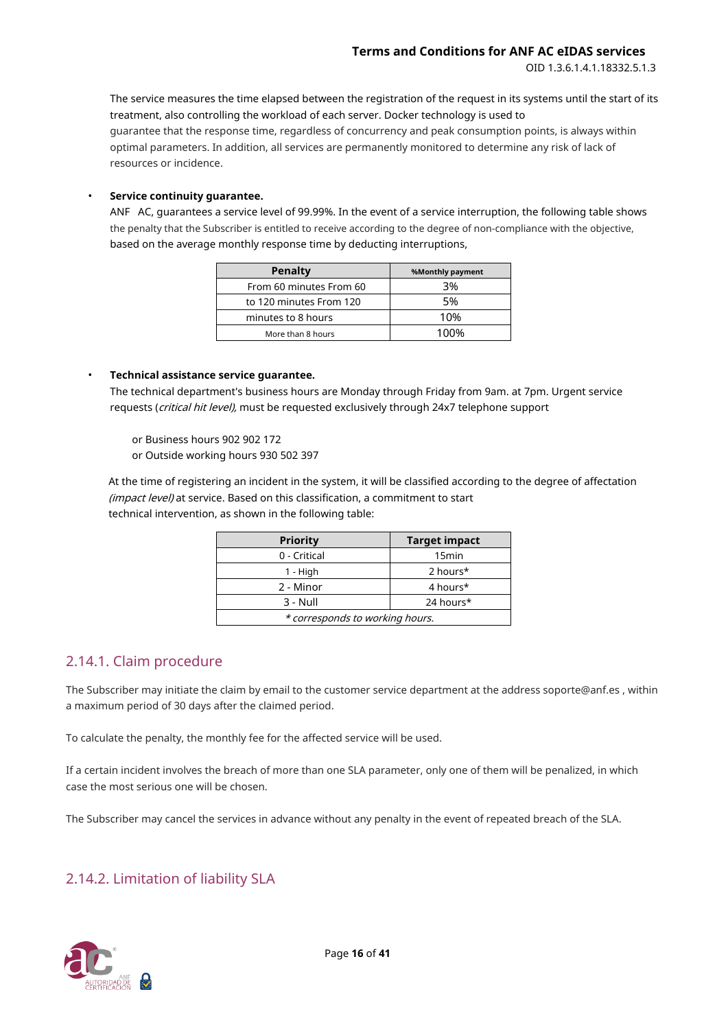The service measures the time elapsed between the registration of the request in its systems until the start of its treatment, also controlling the workload of each server. Docker technology is used to guarantee that the response time, regardless of concurrency and peak consumption points, is always within optimal parameters. In addition, all services are permanently monitored to determine any risk of lack of resources or incidence.

- **Service continuity guarantee.**
  ANF AC, guarantees a service level of 99.99%. In the event of a service interruption, the following table shows the penalty that the Subscriber is entitled to receive according to the degree of non-compliance with the objective, based on the average monthly response time by deducting interruptions,

| Penalty | %Monthly payment |
|---|---|
| From 60 minutes From 60 | 3% |
| to 120 minutes From 120 | 5% |
| minutes to 8 hours | 10% |
| More than 8 hours | 100% |

- **Technical assistance service guarantee.**
  The technical department's business hours are Monday through Friday from 9am. at 7pm. Urgent service requests (*critical hit level),* must be requested exclusively through 24x7 telephone support

  o Business hours 902 902 172
  o Outside working hours 930 502 397

At the time of registering an incident in the system, it will be classified according to the degree of affectation *(impact level)* at service. Based on this classification, a commitment to start technical intervention, as shown in the following table:

| Priority | Target impact |
|---|---|
| 0 - Critical | 15min |
| 1 - High | 2 hours* |
| 2 - Minor | 4 hours* |
| 3 - Null | 24 hours* |
| *\* corresponds to working hours.* | |

## 2.14.1. Claim procedure

The Subscriber may initiate the claim by email to the customer service department at the address soporte@anf.es , within a maximum period of 30 days after the claimed period.

To calculate the penalty, the monthly fee for the affected service will be used.

If a certain incident involves the breach of more than one SLA parameter, only one of them will be penalized, in which case the most serious one will be chosen.

The Subscriber may cancel the services in advance without any penalty in the event of repeated breach of the SLA.

## 2.14.2. Limitation of liability SLA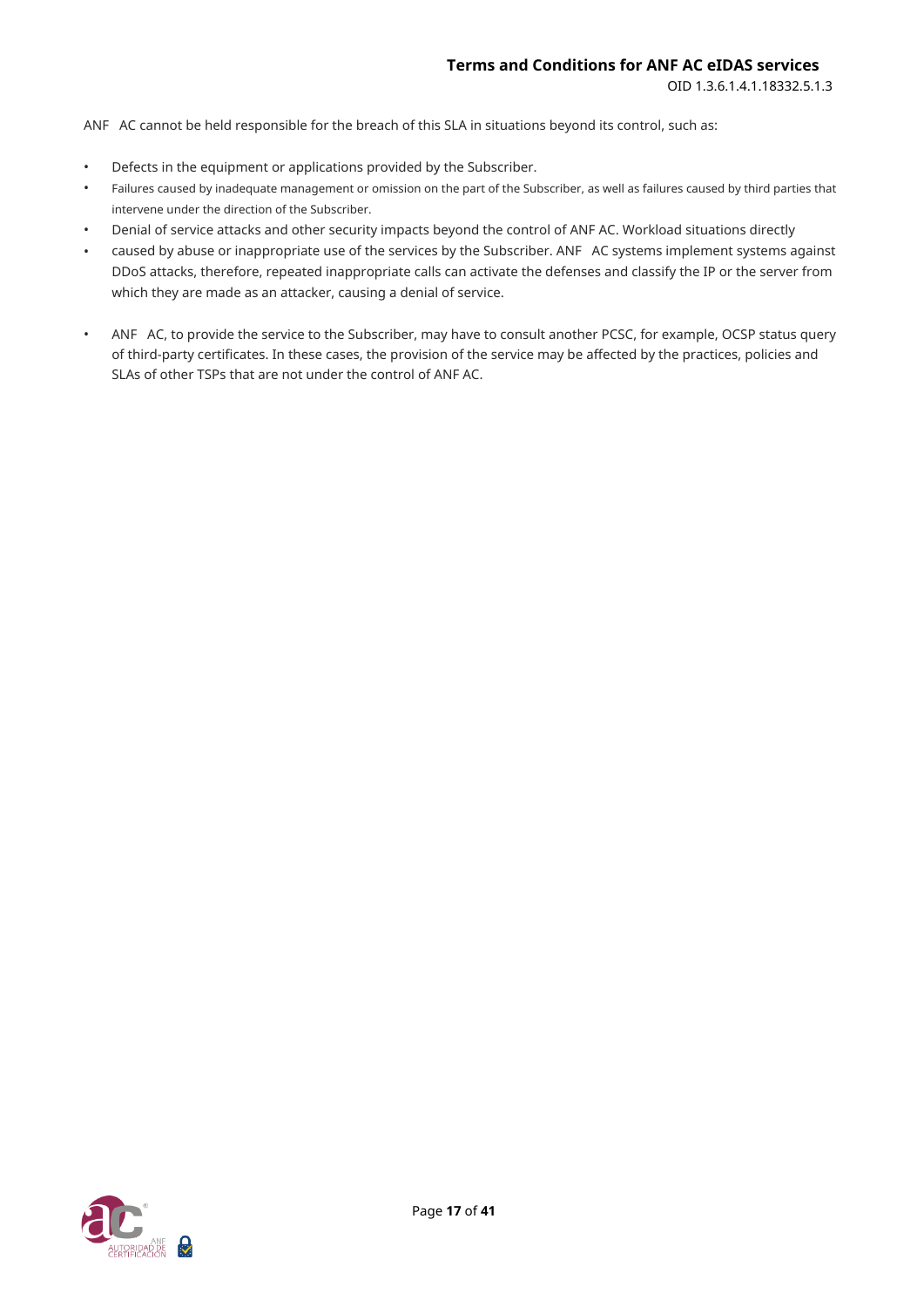ANF AC cannot be held responsible for the breach of this SLA in situations beyond its control, such as:

- Defects in the equipment or applications provided by the Subscriber.
- Failures caused by inadequate management or omission on the part of the Subscriber, as well as failures caused by third parties that intervene under the direction of the Subscriber.
- Denial of service attacks and other security impacts beyond the control of ANF AC. Workload situations directly
- caused by abuse or inappropriate use of the services by the Subscriber. ANF AC systems implement systems against DDoS attacks, therefore, repeated inappropriate calls can activate the defenses and classify the IP or the server from which they are made as an attacker, causing a denial of service.
- ANF AC, to provide the service to the Subscriber, may have to consult another PCSC, for example, OCSP status query of third-party certificates. In these cases, the provision of the service may be affected by the practices, policies and SLAs of other TSPs that are not under the control of ANF AC.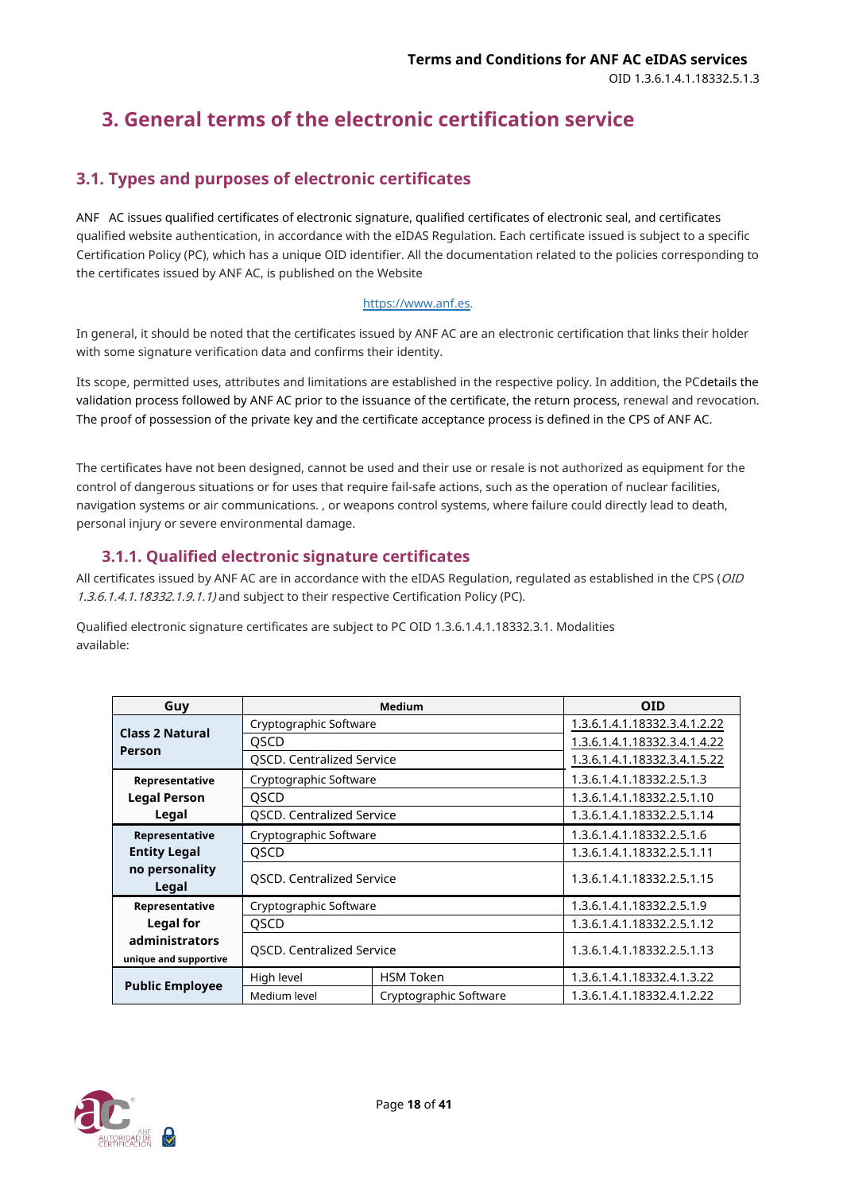# 3. General terms of the electronic certification service

## 3.1. Types and purposes of electronic certificates

ANF AC issues qualified certificates of electronic signature, qualified certificates of electronic seal, and certificates qualified website authentication, in accordance with the eIDAS Regulation. Each certificate issued is subject to a specific Certification Policy (PC), which has a unique OID identifier. All the documentation related to the policies corresponding to the certificates issued by ANF AC, is published on the Website

https://www.anf.es.

In general, it should be noted that the certificates issued by ANF AC are an electronic certification that links their holder with some signature verification data and confirms their identity.

Its scope, permitted uses, attributes and limitations are established in the respective policy. In addition, the PCdetails the validation process followed by ANF AC prior to the issuance of the certificate, the return process, renewal and revocation. The proof of possession of the private key and the certificate acceptance process is defined in the CPS of ANF AC.

The certificates have not been designed, cannot be used and their use or resale is not authorized as equipment for the control of dangerous situations or for uses that require fail-safe actions, such as the operation of nuclear facilities, navigation systems or air communications. , or weapons control systems, where failure could directly lead to death, personal injury or severe environmental damage.

### 3.1.1. Qualified electronic signature certificates

All certificates issued by ANF AC are in accordance with the eIDAS Regulation, regulated as established in the CPS (*OID 1.3.6.1.4.1.18332.1.9.1.1)* and subject to their respective Certification Policy (PC).

Qualified electronic signature certificates are subject to PC OID 1.3.6.1.4.1.18332.3.1. Modalities available:

| Guy | Medium | | OID |
|---|---|---|---|
| **Class 2 Natural Person** | Cryptographic Software | | 1.3.6.1.4.1.18332.3.4.1.2.22 |
| | QSCD | | 1.3.6.1.4.1.18332.3.4.1.4.22 |
| | QSCD. Centralized Service | | 1.3.6.1.4.1.18332.3.4.1.5.22 |
| **Representative Legal Person Legal** | Cryptographic Software | | 1.3.6.1.4.1.18332.2.5.1.3 |
| | QSCD | | 1.3.6.1.4.1.18332.2.5.1.10 |
| | QSCD. Centralized Service | | 1.3.6.1.4.1.18332.2.5.1.14 |
| **Representative Entity Legal no personality Legal** | Cryptographic Software | | 1.3.6.1.4.1.18332.2.5.1.6 |
| | QSCD | | 1.3.6.1.4.1.18332.2.5.1.11 |
| | QSCD. Centralized Service | | 1.3.6.1.4.1.18332.2.5.1.15 |
| **Representative Legal for administrators unique and supportive** | Cryptographic Software | | 1.3.6.1.4.1.18332.2.5.1.9 |
| | QSCD | | 1.3.6.1.4.1.18332.2.5.1.12 |
| | QSCD. Centralized Service | | 1.3.6.1.4.1.18332.2.5.1.13 |
| **Public Employee** | High level | HSM Token | 1.3.6.1.4.1.18332.4.1.3.22 |
| | Medium level | Cryptographic Software | 1.3.6.1.4.1.18332.4.1.2.22 |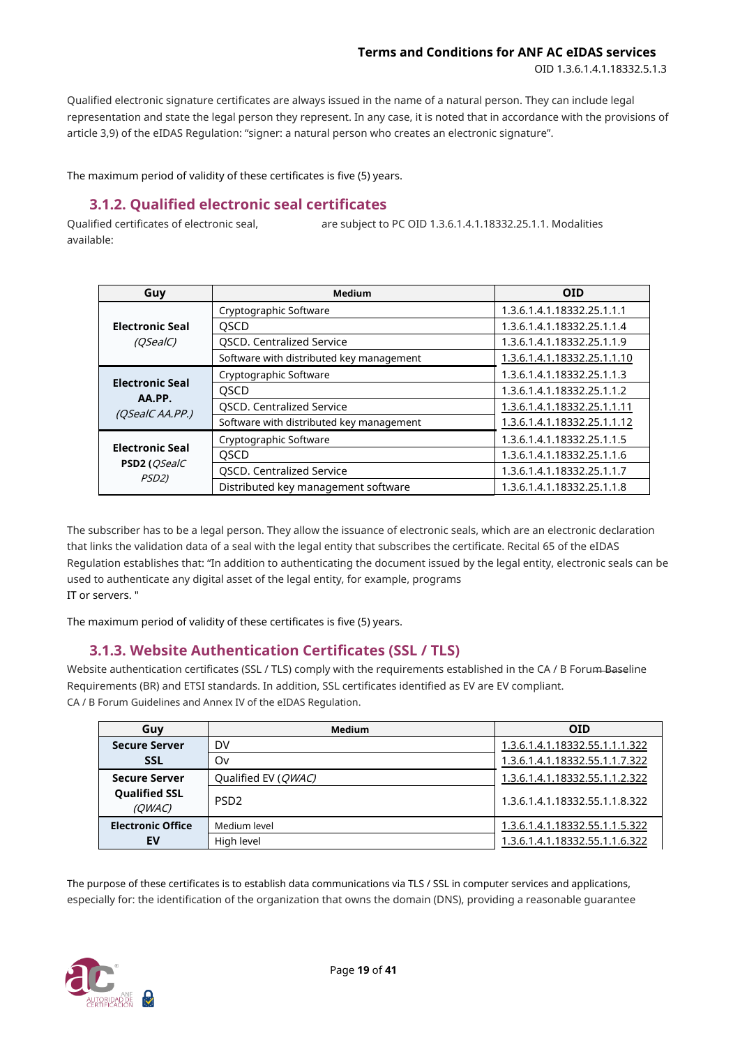Qualified electronic signature certificates are always issued in the name of a natural person. They can include legal representation and state the legal person they represent. In any case, it is noted that in accordance with the provisions of article 3,9) of the eIDAS Regulation: "signer: a natural person who creates an electronic signature".

The maximum period of validity of these certificates is five (5) years.

### 3.1.2. Qualified electronic seal certificates

Qualified certificates of electronic seal, are subject to PC OID 1.3.6.1.4.1.18332.25.1.1. Modalities available:

| Guy | Medium | OID |
|---|---|---|
| **Electronic Seal** *(QSealC)* | Cryptographic Software | 1.3.6.1.4.1.18332.25.1.1.1 |
| | QSCD | 1.3.6.1.4.1.18332.25.1.1.4 |
| | QSCD. Centralized Service | 1.3.6.1.4.1.18332.25.1.1.9 |
| | Software with distributed key management | 1.3.6.1.4.1.18332.25.1.1.10 |
| **Electronic Seal AA.PP.** *(QSealC AA.PP.)* | Cryptographic Software | 1.3.6.1.4.1.18332.25.1.1.3 |
| | QSCD | 1.3.6.1.4.1.18332.25.1.1.2 |
| | QSCD. Centralized Service | 1.3.6.1.4.1.18332.25.1.1.11 |
| | Software with distributed key management | 1.3.6.1.4.1.18332.25.1.1.12 |
| **Electronic Seal PSD2** *(QSealC PSD2)* | Cryptographic Software | 1.3.6.1.4.1.18332.25.1.1.5 |
| | QSCD | 1.3.6.1.4.1.18332.25.1.1.6 |
| | QSCD. Centralized Service | 1.3.6.1.4.1.18332.25.1.1.7 |
| | Distributed key management software | 1.3.6.1.4.1.18332.25.1.1.8 |

The subscriber has to be a legal person. They allow the issuance of electronic seals, which are an electronic declaration that links the validation data of a seal with the legal entity that subscribes the certificate. Recital 65 of the eIDAS Regulation establishes that: "In addition to authenticating the document issued by the legal entity, electronic seals can be used to authenticate any digital asset of the legal entity, for example, programs IT or servers. "

The maximum period of validity of these certificates is five (5) years.

### 3.1.3. Website Authentication Certificates (SSL / TLS)

Website authentication certificates (SSL / TLS) comply with the requirements established in the CA / B Forum Baseline Requirements (BR) and ETSI standards. In addition, SSL certificates identified as EV are EV compliant. CA / B Forum Guidelines and Annex IV of the eIDAS Regulation.

| Guy | Medium | OID |
|---|---|---|
| **Secure Server SSL** | DV | 1.3.6.1.4.1.18332.55.1.1.1.322 |
| | Ov | 1.3.6.1.4.1.18332.55.1.1.7.322 |
| **Secure Server Qualified SSL** *(QWAC)* | Qualified EV (*QWAC)* | 1.3.6.1.4.1.18332.55.1.1.2.322 |
| | PSD2 | 1.3.6.1.4.1.18332.55.1.1.8.322 |
| **Electronic Office EV** | Medium level | 1.3.6.1.4.1.18332.55.1.1.5.322 |
| | High level | 1.3.6.1.4.1.18332.55.1.1.6.322 |

The purpose of these certificates is to establish data communications via TLS / SSL in computer services and applications, especially for: the identification of the organization that owns the domain (DNS), providing a reasonable guarantee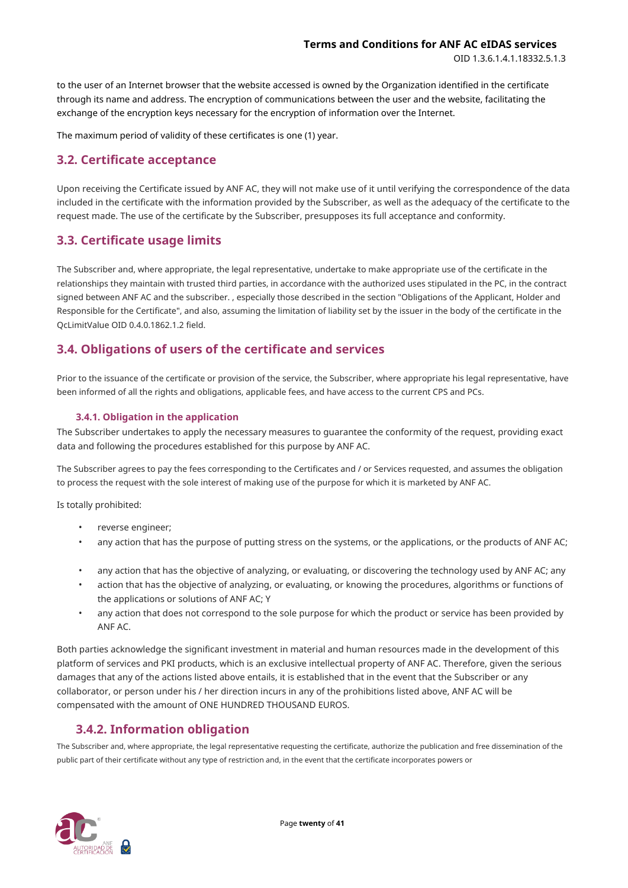to the user of an Internet browser that the website accessed is owned by the Organization identified in the certificate through its name and address. The encryption of communications between the user and the website, facilitating the exchange of the encryption keys necessary for the encryption of information over the Internet.

The maximum period of validity of these certificates is one (1) year.

## 3.2. Certificate acceptance

Upon receiving the Certificate issued by ANF AC, they will not make use of it until verifying the correspondence of the data included in the certificate with the information provided by the Subscriber, as well as the adequacy of the certificate to the request made. The use of the certificate by the Subscriber, presupposes its full acceptance and conformity.

## 3.3. Certificate usage limits

The Subscriber and, where appropriate, the legal representative, undertake to make appropriate use of the certificate in the relationships they maintain with trusted third parties, in accordance with the authorized uses stipulated in the PC, in the contract signed between ANF AC and the subscriber. , especially those described in the section "Obligations of the Applicant, Holder and Responsible for the Certificate", and also, assuming the limitation of liability set by the issuer in the body of the certificate in the QcLimitValue OID 0.4.0.1862.1.2 field.

## 3.4. Obligations of users of the certificate and services

Prior to the issuance of the certificate or provision of the service, the Subscriber, where appropriate his legal representative, have been informed of all the rights and obligations, applicable fees, and have access to the current CPS and PCs.

### 3.4.1. Obligation in the application

The Subscriber undertakes to apply the necessary measures to guarantee the conformity of the request, providing exact data and following the procedures established for this purpose by ANF AC.

The Subscriber agrees to pay the fees corresponding to the Certificates and / or Services requested, and assumes the obligation to process the request with the sole interest of making use of the purpose for which it is marketed by ANF AC.

Is totally prohibited:

- reverse engineer;
- any action that has the purpose of putting stress on the systems, or the applications, or the products of ANF AC;
- any action that has the objective of analyzing, or evaluating, or discovering the technology used by ANF AC; any
- action that has the objective of analyzing, or evaluating, or knowing the procedures, algorithms or functions of the applications or solutions of ANF AC; Y
- any action that does not correspond to the sole purpose for which the product or service has been provided by ANF AC.

Both parties acknowledge the significant investment in material and human resources made in the development of this platform of services and PKI products, which is an exclusive intellectual property of ANF AC. Therefore, given the serious damages that any of the actions listed above entails, it is established that in the event that the Subscriber or any collaborator, or person under his / her direction incurs in any of the prohibitions listed above, ANF AC will be compensated with the amount of ONE HUNDRED THOUSAND EUROS.

### 3.4.2. Information obligation

The Subscriber and, where appropriate, the legal representative requesting the certificate, authorize the publication and free dissemination of the public part of their certificate without any type of restriction and, in the event that the certificate incorporates powers or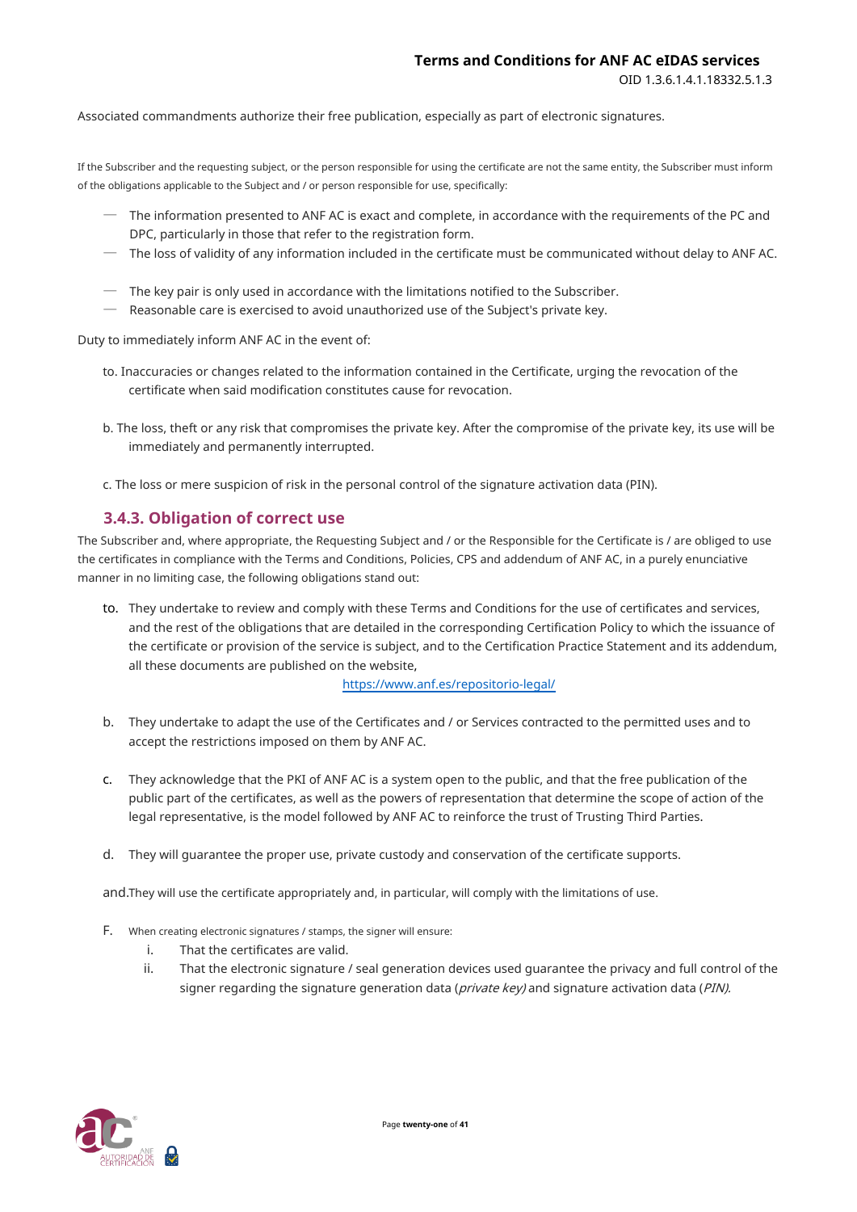Associated commandments authorize their free publication, especially as part of electronic signatures.

If the Subscriber and the requesting subject, or the person responsible for using the certificate are not the same entity, the Subscriber must inform of the obligations applicable to the Subject and / or person responsible for use, specifically:

- The information presented to ANF AC is exact and complete, in accordance with the requirements of the PC and DPC, particularly in those that refer to the registration form.
- The loss of validity of any information included in the certificate must be communicated without delay to ANF AC.
- The key pair is only used in accordance with the limitations notified to the Subscriber.
- Reasonable care is exercised to avoid unauthorized use of the Subject's private key.

Duty to immediately inform ANF AC in the event of:

to. Inaccuracies or changes related to the information contained in the Certificate, urging the revocation of the certificate when said modification constitutes cause for revocation.

b. The loss, theft or any risk that compromises the private key. After the compromise of the private key, its use will be immediately and permanently interrupted.

c. The loss or mere suspicion of risk in the personal control of the signature activation data (PIN).

### 3.4.3. Obligation of correct use

The Subscriber and, where appropriate, the Requesting Subject and / or the Responsible for the Certificate is / are obliged to use the certificates in compliance with the Terms and Conditions, Policies, CPS and addendum of ANF AC, in a purely enunciative manner in no limiting case, the following obligations stand out:

to. They undertake to review and comply with these Terms and Conditions for the use of certificates and services, and the rest of the obligations that are detailed in the corresponding Certification Policy to which the issuance of the certificate or provision of the service is subject, and to the Certification Practice Statement and its addendum, all these documents are published on the website, https://www.anf.es/repositorio-legal/

b. They undertake to adapt the use of the Certificates and / or Services contracted to the permitted uses and to accept the restrictions imposed on them by ANF AC.

c. They acknowledge that the PKI of ANF AC is a system open to the public, and that the free publication of the public part of the certificates, as well as the powers of representation that determine the scope of action of the legal representative, is the model followed by ANF AC to reinforce the trust of Trusting Third Parties.

d. They will guarantee the proper use, private custody and conservation of the certificate supports.

and.They will use the certificate appropriately and, in particular, will comply with the limitations of use.

F. When creating electronic signatures / stamps, the signer will ensure:

   i. That the certificates are valid.
   ii. That the electronic signature / seal generation devices used guarantee the privacy and full control of the signer regarding the signature generation data (*private key)* and signature activation data (*PIN).*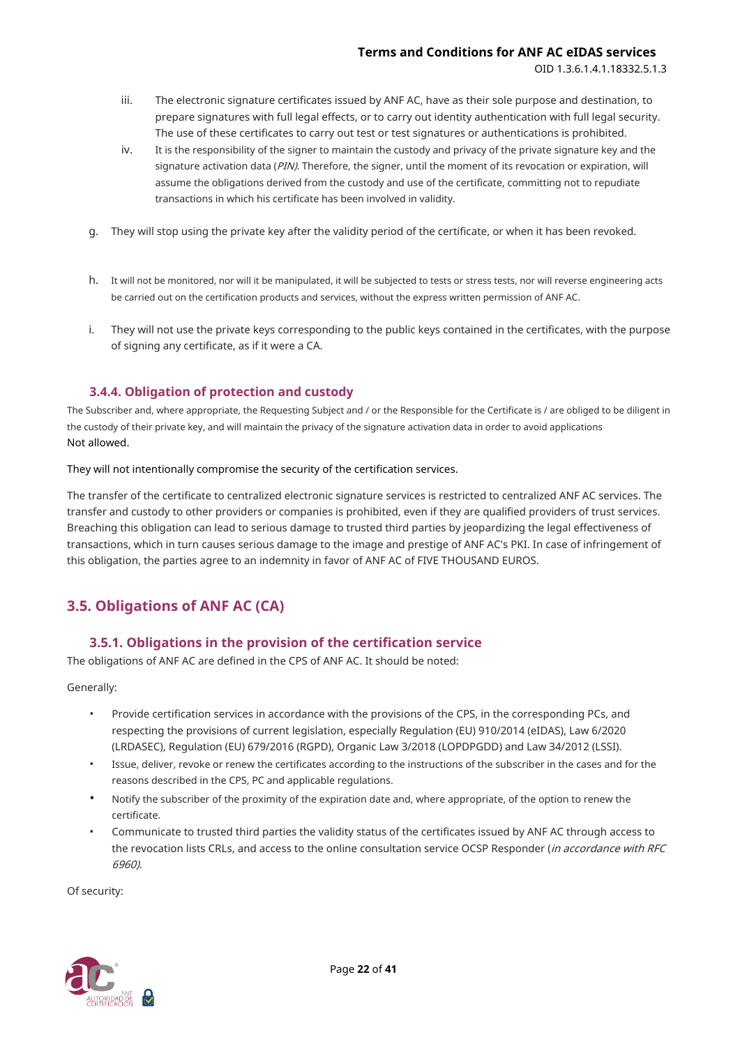iii. The electronic signature certificates issued by ANF AC, have as their sole purpose and destination, to prepare signatures with full legal effects, or to carry out identity authentication with full legal security. The use of these certificates to carry out test or test signatures or authentications is prohibited.

iv. It is the responsibility of the signer to maintain the custody and privacy of the private signature key and the signature activation data (*PIN).* Therefore, the signer, until the moment of its revocation or expiration, will assume the obligations derived from the custody and use of the certificate, committing not to repudiate transactions in which his certificate has been involved in validity.

g. They will stop using the private key after the validity period of the certificate, or when it has been revoked.

h. It will not be monitored, nor will it be manipulated, it will be subjected to tests or stress tests, nor will reverse engineering acts be carried out on the certification products and services, without the express written permission of ANF AC.

i. They will not use the private keys corresponding to the public keys contained in the certificates, with the purpose of signing any certificate, as if it were a CA.

### 3.4.4. Obligation of protection and custody

The Subscriber and, where appropriate, the Requesting Subject and / or the Responsible for the Certificate is / are obliged to be diligent in the custody of their private key, and will maintain the privacy of the signature activation data in order to avoid applications
Not allowed.

They will not intentionally compromise the security of the certification services.

The transfer of the certificate to centralized electronic signature services is restricted to centralized ANF AC services. The transfer and custody to other providers or companies is prohibited, even if they are qualified providers of trust services. Breaching this obligation can lead to serious damage to trusted third parties by jeopardizing the legal effectiveness of transactions, which in turn causes serious damage to the image and prestige of ANF AC's PKI. In case of infringement of this obligation, the parties agree to an indemnity in favor of ANF AC of FIVE THOUSAND EUROS.

## 3.5. Obligations of ANF AC (CA)

### 3.5.1. Obligations in the provision of the certification service

The obligations of ANF AC are defined in the CPS of ANF AC. It should be noted:

Generally:

- Provide certification services in accordance with the provisions of the CPS, in the corresponding PCs, and respecting the provisions of current legislation, especially Regulation (EU) 910/2014 (eIDAS), Law 6/2020 (LRDASEC), Regulation (EU) 679/2016 (RGPD), Organic Law 3/2018 (LOPDPGDD) and Law 34/2012 (LSSI).
- Issue, deliver, revoke or renew the certificates according to the instructions of the subscriber in the cases and for the reasons described in the CPS, PC and applicable regulations.
- Notify the subscriber of the proximity of the expiration date and, where appropriate, of the option to renew the certificate.
- Communicate to trusted third parties the validity status of the certificates issued by ANF AC through access to the revocation lists CRLs, and access to the online consultation service OCSP Responder (*in accordance with RFC 6960).*

Of security: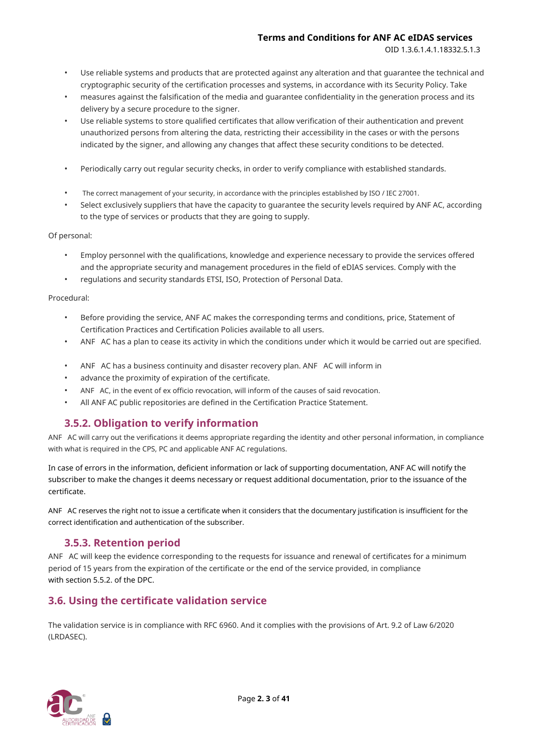- Use reliable systems and products that are protected against any alteration and that guarantee the technical and cryptographic security of the certification processes and systems, in accordance with its Security Policy. Take
- measures against the falsification of the media and guarantee confidentiality in the generation process and its delivery by a secure procedure to the signer.
- Use reliable systems to store qualified certificates that allow verification of their authentication and prevent unauthorized persons from altering the data, restricting their accessibility in the cases or with the persons indicated by the signer, and allowing any changes that affect these security conditions to be detected.
- Periodically carry out regular security checks, in order to verify compliance with established standards.
- The correct management of your security, in accordance with the principles established by ISO / IEC 27001.
- Select exclusively suppliers that have the capacity to guarantee the security levels required by ANF AC, according to the type of services or products that they are going to supply.

Of personal:

- Employ personnel with the qualifications, knowledge and experience necessary to provide the services offered and the appropriate security and management procedures in the field of eDIAS services. Comply with the
- regulations and security standards ETSI, ISO, Protection of Personal Data.

Procedural:

- Before providing the service, ANF AC makes the corresponding terms and conditions, price, Statement of Certification Practices and Certification Policies available to all users.
- ANF AC has a plan to cease its activity in which the conditions under which it would be carried out are specified.
- ANF AC has a business continuity and disaster recovery plan. ANF AC will inform in
- advance the proximity of expiration of the certificate.
- ANF AC, in the event of ex officio revocation, will inform of the causes of said revocation.
- All ANF AC public repositories are defined in the Certification Practice Statement.

### 3.5.2. Obligation to verify information

ANF AC will carry out the verifications it deems appropriate regarding the identity and other personal information, in compliance with what is required in the CPS, PC and applicable ANF AC regulations.

In case of errors in the information, deficient information or lack of supporting documentation, ANF AC will notify the subscriber to make the changes it deems necessary or request additional documentation, prior to the issuance of the certificate.

ANF AC reserves the right not to issue a certificate when it considers that the documentary justification is insufficient for the correct identification and authentication of the subscriber.

### 3.5.3. Retention period

ANF AC will keep the evidence corresponding to the requests for issuance and renewal of certificates for a minimum period of 15 years from the expiration of the certificate or the end of the service provided, in compliance with section 5.5.2. of the DPC.

## 3.6. Using the certificate validation service

The validation service is in compliance with RFC 6960. And it complies with the provisions of Art. 9.2 of Law 6/2020 (LRDASEC).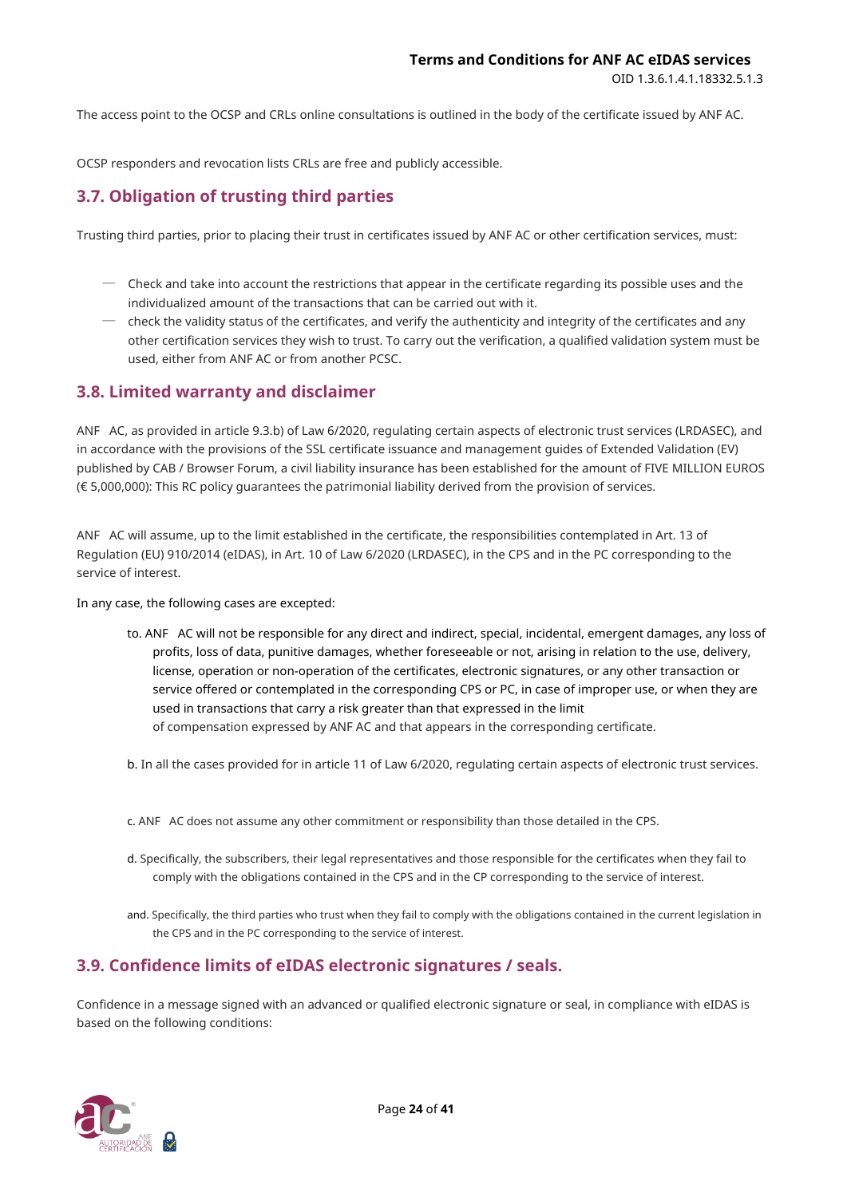The access point to the OCSP and CRLs online consultations is outlined in the body of the certificate issued by ANF AC.

OCSP responders and revocation lists CRLs are free and publicly accessible.

## 3.7. Obligation of trusting third parties

Trusting third parties, prior to placing their trust in certificates issued by ANF AC or other certification services, must:

- Check and take into account the restrictions that appear in the certificate regarding its possible uses and the individualized amount of the transactions that can be carried out with it.
- check the validity status of the certificates, and verify the authenticity and integrity of the certificates and any other certification services they wish to trust. To carry out the verification, a qualified validation system must be used, either from ANF AC or from another PCSC.

## 3.8. Limited warranty and disclaimer

ANF AC, as provided in article 9.3.b) of Law 6/2020, regulating certain aspects of electronic trust services (LRDASEC), and in accordance with the provisions of the SSL certificate issuance and management guides of Extended Validation (EV) published by CAB / Browser Forum, a civil liability insurance has been established for the amount of FIVE MILLION EUROS (€ 5,000,000): This RC policy guarantees the patrimonial liability derived from the provision of services.

ANF AC will assume, up to the limit established in the certificate, the responsibilities contemplated in Art. 13 of Regulation (EU) 910/2014 (eIDAS), in Art. 10 of Law 6/2020 (LRDASEC), in the CPS and in the PC corresponding to the service of interest.

In any case, the following cases are excepted:

to. ANF AC will not be responsible for any direct and indirect, special, incidental, emergent damages, any loss of profits, loss of data, punitive damages, whether foreseeable or not, arising in relation to the use, delivery, license, operation or non-operation of the certificates, electronic signatures, or any other transaction or service offered or contemplated in the corresponding CPS or PC, in case of improper use, or when they are used in transactions that carry a risk greater than that expressed in the limit of compensation expressed by ANF AC and that appears in the corresponding certificate.

b. In all the cases provided for in article 11 of Law 6/2020, regulating certain aspects of electronic trust services.

c. ANF AC does not assume any other commitment or responsibility than those detailed in the CPS.

d. Specifically, the subscribers, their legal representatives and those responsible for the certificates when they fail to comply with the obligations contained in the CPS and in the CP corresponding to the service of interest.

and. Specifically, the third parties who trust when they fail to comply with the obligations contained in the current legislation in the CPS and in the PC corresponding to the service of interest.

## 3.9. Confidence limits of eIDAS electronic signatures / seals.

Confidence in a message signed with an advanced or qualified electronic signature or seal, in compliance with eIDAS is based on the following conditions: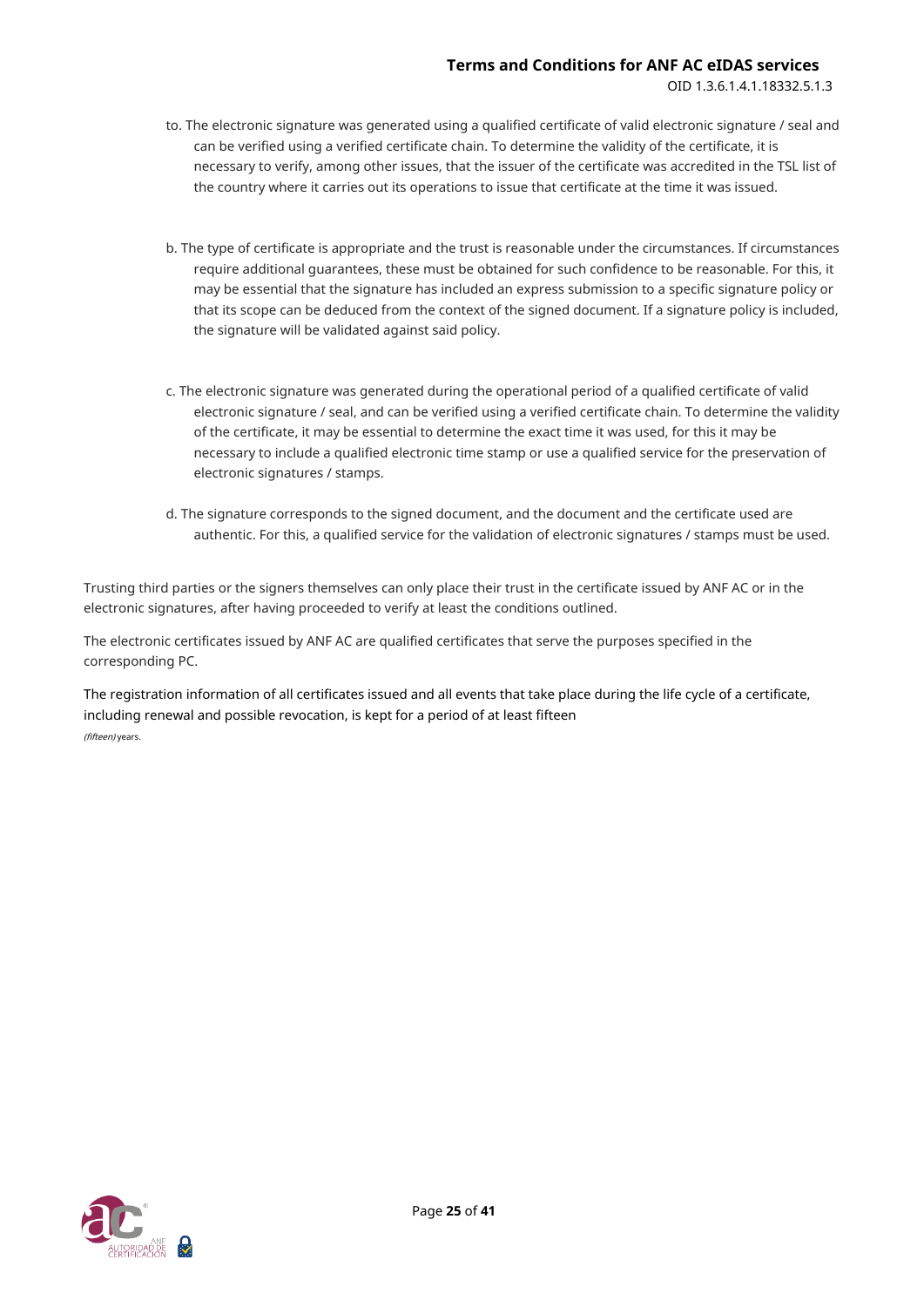to. The electronic signature was generated using a qualified certificate of valid electronic signature / seal and can be verified using a verified certificate chain. To determine the validity of the certificate, it is necessary to verify, among other issues, that the issuer of the certificate was accredited in the TSL list of the country where it carries out its operations to issue that certificate at the time it was issued.

b. The type of certificate is appropriate and the trust is reasonable under the circumstances. If circumstances require additional guarantees, these must be obtained for such confidence to be reasonable. For this, it may be essential that the signature has included an express submission to a specific signature policy or that its scope can be deduced from the context of the signed document. If a signature policy is included, the signature will be validated against said policy.

c. The electronic signature was generated during the operational period of a qualified certificate of valid electronic signature / seal, and can be verified using a verified certificate chain. To determine the validity of the certificate, it may be essential to determine the exact time it was used, for this it may be necessary to include a qualified electronic time stamp or use a qualified service for the preservation of electronic signatures / stamps.

d. The signature corresponds to the signed document, and the document and the certificate used are authentic. For this, a qualified service for the validation of electronic signatures / stamps must be used.

Trusting third parties or the signers themselves can only place their trust in the certificate issued by ANF AC or in the electronic signatures, after having proceeded to verify at least the conditions outlined.

The electronic certificates issued by ANF AC are qualified certificates that serve the purposes specified in the corresponding PC.

The registration information of all certificates issued and all events that take place during the life cycle of a certificate, including renewal and possible revocation, is kept for a period of at least fifteen *(fifteen)* years.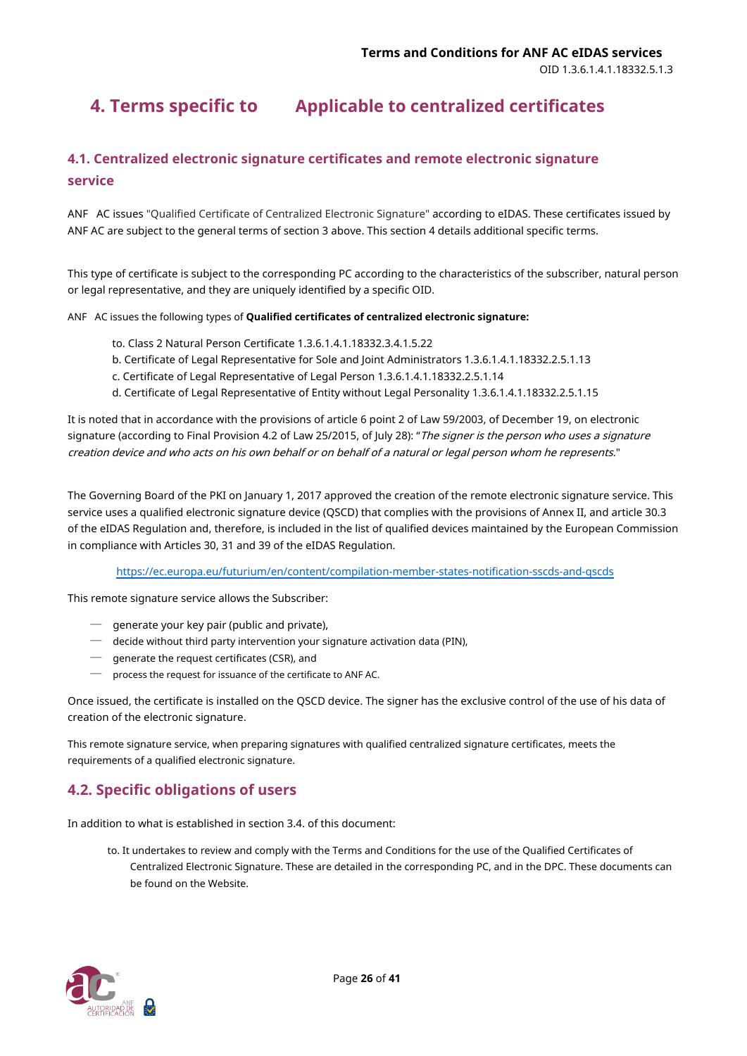# 4. Terms specific to Applicable to centralized certificates

## 4.1. Centralized electronic signature certificates and remote electronic signature service

ANF AC issues "Qualified Certificate of Centralized Electronic Signature" according to eIDAS. These certificates issued by ANF AC are subject to the general terms of section 3 above. This section 4 details additional specific terms.

This type of certificate is subject to the corresponding PC according to the characteristics of the subscriber, natural person or legal representative, and they are uniquely identified by a specific OID.

ANF AC issues the following types of **Qualified certificates of centralized electronic signature:**

to. Class 2 Natural Person Certificate 1.3.6.1.4.1.18332.3.4.1.5.22
b. Certificate of Legal Representative for Sole and Joint Administrators 1.3.6.1.4.1.18332.2.5.1.13
c. Certificate of Legal Representative of Legal Person 1.3.6.1.4.1.18332.2.5.1.14
d. Certificate of Legal Representative of Entity without Legal Personality 1.3.6.1.4.1.18332.2.5.1.15

It is noted that in accordance with the provisions of article 6 point 2 of Law 59/2003, of December 19, on electronic signature (according to Final Provision 4.2 of Law 25/2015, of July 28): "*The signer is the person who uses a signature creation device and who acts on his own behalf or on behalf of a natural or legal person whom he represents.*"

The Governing Board of the PKI on January 1, 2017 approved the creation of the remote electronic signature service. This service uses a qualified electronic signature device (QSCD) that complies with the provisions of Annex II, and article 30.3 of the eIDAS Regulation and, therefore, is included in the list of qualified devices maintained by the European Commission in compliance with Articles 30, 31 and 39 of the eIDAS Regulation.

https://ec.europa.eu/futurium/en/content/compilation-member-states-notification-sscds-and-qscds

This remote signature service allows the Subscriber:

- generate your key pair (public and private),
- decide without third party intervention your signature activation data (PIN),
- generate the request certificates (CSR), and
- process the request for issuance of the certificate to ANF AC.

Once issued, the certificate is installed on the QSCD device. The signer has the exclusive control of the use of his data of creation of the electronic signature.

This remote signature service, when preparing signatures with qualified centralized signature certificates, meets the requirements of a qualified electronic signature.

## 4.2. Specific obligations of users

In addition to what is established in section 3.4. of this document:

to. It undertakes to review and comply with the Terms and Conditions for the use of the Qualified Certificates of Centralized Electronic Signature. These are detailed in the corresponding PC, and in the DPC. These documents can be found on the Website.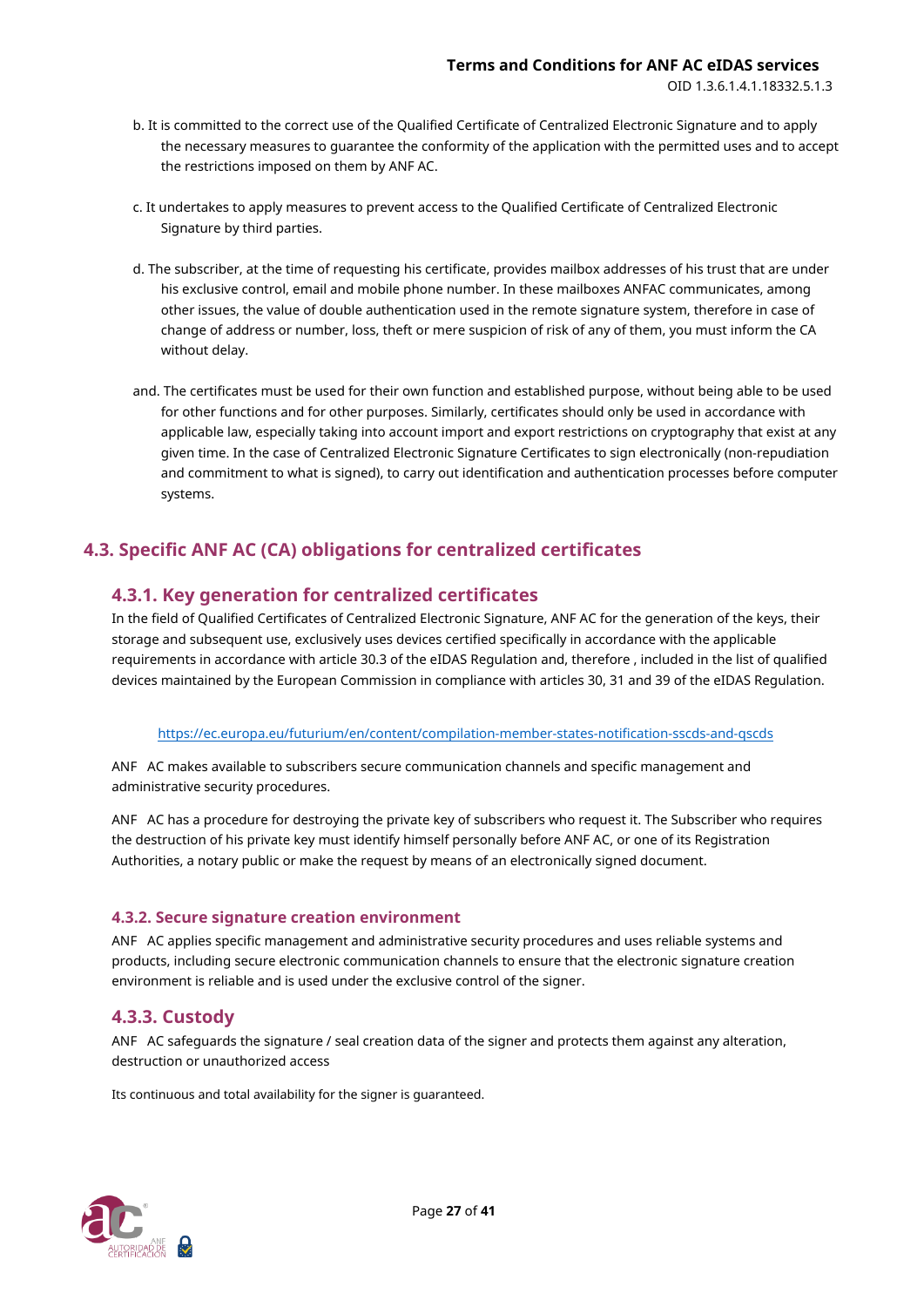b. It is committed to the correct use of the Qualified Certificate of Centralized Electronic Signature and to apply the necessary measures to guarantee the conformity of the application with the permitted uses and to accept the restrictions imposed on them by ANF AC.

c. It undertakes to apply measures to prevent access to the Qualified Certificate of Centralized Electronic Signature by third parties.

d. The subscriber, at the time of requesting his certificate, provides mailbox addresses of his trust that are under his exclusive control, email and mobile phone number. In these mailboxes ANFAC communicates, among other issues, the value of double authentication used in the remote signature system, therefore in case of change of address or number, loss, theft or mere suspicion of risk of any of them, you must inform the CA without delay.

and. The certificates must be used for their own function and established purpose, without being able to be used for other functions and for other purposes. Similarly, certificates should only be used in accordance with applicable law, especially taking into account import and export restrictions on cryptography that exist at any given time. In the case of Centralized Electronic Signature Certificates to sign electronically (non-repudiation and commitment to what is signed), to carry out identification and authentication processes before computer systems.

## 4.3. Specific ANF AC (CA) obligations for centralized certificates

### 4.3.1. Key generation for centralized certificates

In the field of Qualified Certificates of Centralized Electronic Signature, ANF AC for the generation of the keys, their storage and subsequent use, exclusively uses devices certified specifically in accordance with the applicable requirements in accordance with article 30.3 of the eIDAS Regulation and, therefore , included in the list of qualified devices maintained by the European Commission in compliance with articles 30, 31 and 39 of the eIDAS Regulation.

https://ec.europa.eu/futurium/en/content/compilation-member-states-notification-sscds-and-qscds

ANF AC makes available to subscribers secure communication channels and specific management and administrative security procedures.

ANF AC has a procedure for destroying the private key of subscribers who request it. The Subscriber who requires the destruction of his private key must identify himself personally before ANF AC, or one of its Registration Authorities, a notary public or make the request by means of an electronically signed document.

#### 4.3.2. Secure signature creation environment

ANF AC applies specific management and administrative security procedures and uses reliable systems and products, including secure electronic communication channels to ensure that the electronic signature creation environment is reliable and is used under the exclusive control of the signer.

### 4.3.3. Custody

ANF AC safeguards the signature / seal creation data of the signer and protects them against any alteration, destruction or unauthorized access

Its continuous and total availability for the signer is guaranteed.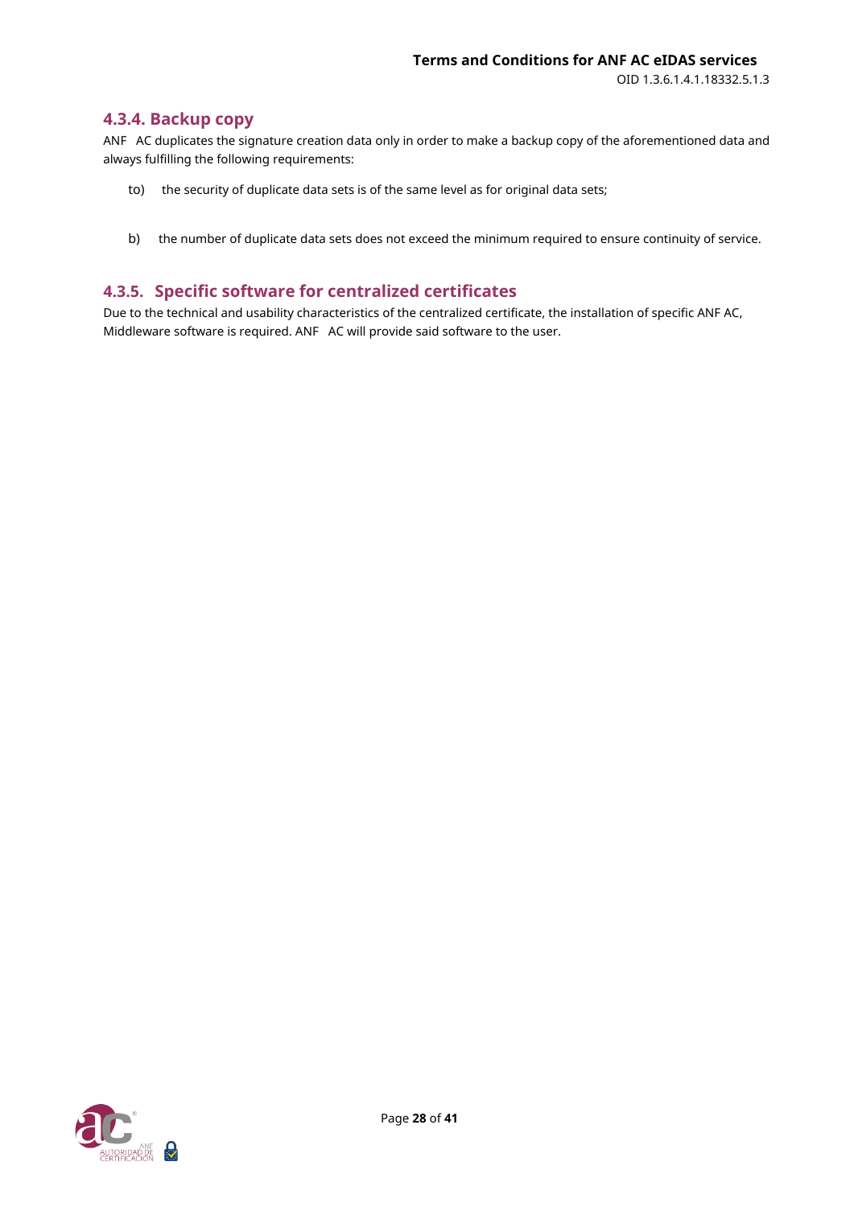### 4.3.4. Backup copy

ANF AC duplicates the signature creation data only in order to make a backup copy of the aforementioned data and always fulfilling the following requirements:

to) the security of duplicate data sets is of the same level as for original data sets;

b) the number of duplicate data sets does not exceed the minimum required to ensure continuity of service.

### 4.3.5. Specific software for centralized certificates

Due to the technical and usability characteristics of the centralized certificate, the installation of specific ANF AC, Middleware software is required. ANF AC will provide said software to the user.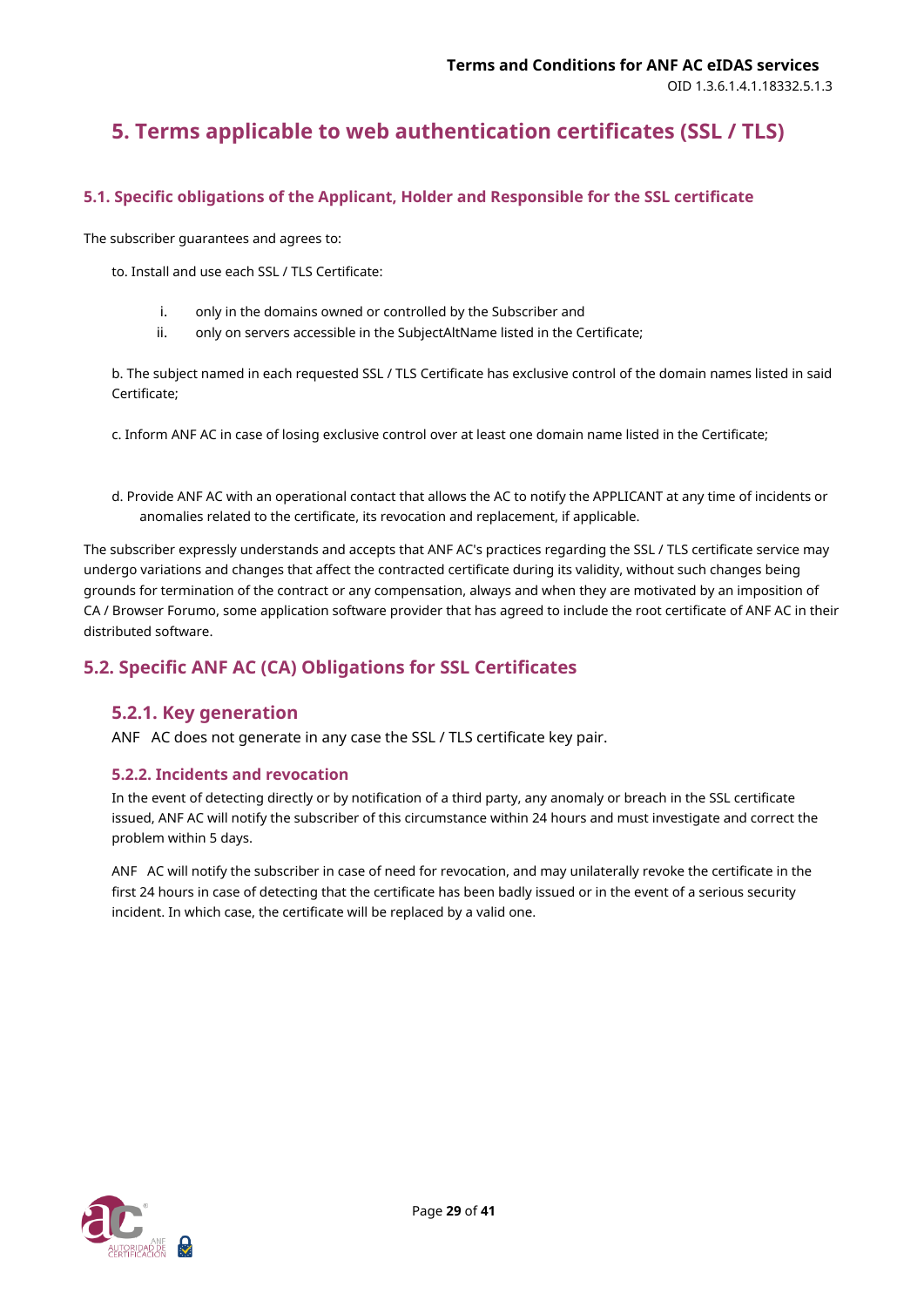# 5. Terms applicable to web authentication certificates (SSL / TLS)

## 5.1. Specific obligations of the Applicant, Holder and Responsible for the SSL certificate

The subscriber guarantees and agrees to:

to. Install and use each SSL / TLS Certificate:

i. only in the domains owned or controlled by the Subscriber and
ii. only on servers accessible in the SubjectAltName listed in the Certificate;

b. The subject named in each requested SSL / TLS Certificate has exclusive control of the domain names listed in said Certificate;

c. Inform ANF AC in case of losing exclusive control over at least one domain name listed in the Certificate;

d. Provide ANF AC with an operational contact that allows the AC to notify the APPLICANT at any time of incidents or anomalies related to the certificate, its revocation and replacement, if applicable.

The subscriber expressly understands and accepts that ANF AC's practices regarding the SSL / TLS certificate service may undergo variations and changes that affect the contracted certificate during its validity, without such changes being grounds for termination of the contract or any compensation, always and when they are motivated by an imposition of CA / Browser Forumo, some application software provider that has agreed to include the root certificate of ANF AC in their distributed software.

## 5.2. Specific ANF AC (CA) Obligations for SSL Certificates

### 5.2.1. Key generation

ANF AC does not generate in any case the SSL / TLS certificate key pair.

#### 5.2.2. Incidents and revocation

In the event of detecting directly or by notification of a third party, any anomaly or breach in the SSL certificate issued, ANF AC will notify the subscriber of this circumstance within 24 hours and must investigate and correct the problem within 5 days.

ANF AC will notify the subscriber in case of need for revocation, and may unilaterally revoke the certificate in the first 24 hours in case of detecting that the certificate has been badly issued or in the event of a serious security incident. In which case, the certificate will be replaced by a valid one.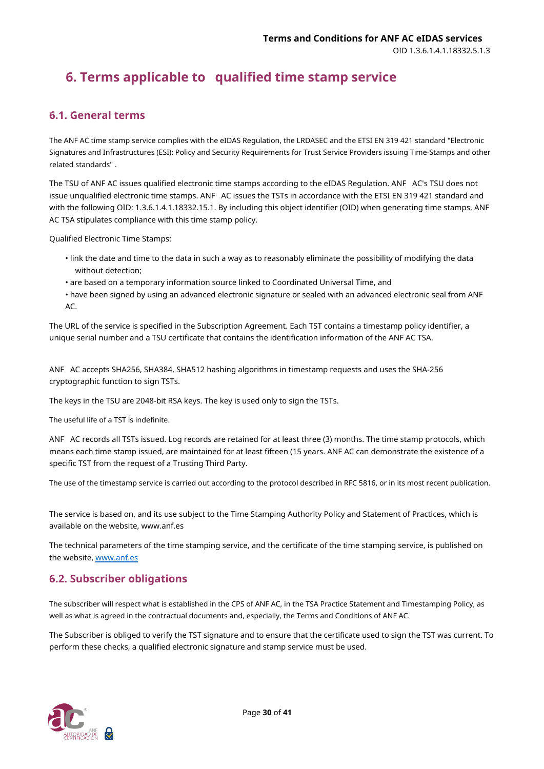# 6. Terms applicable to qualified time stamp service

## 6.1. General terms

The ANF AC time stamp service complies with the eIDAS Regulation, the LRDASEC and the ETSI EN 319 421 standard "Electronic Signatures and Infrastructures (ESI): Policy and Security Requirements for Trust Service Providers issuing Time-Stamps and other related standards" .

The TSU of ANF AC issues qualified electronic time stamps according to the eIDAS Regulation. ANF AC's TSU does not issue unqualified electronic time stamps. ANF AC issues the TSTs in accordance with the ETSI EN 319 421 standard and with the following OID: 1.3.6.1.4.1.18332.15.1. By including this object identifier (OID) when generating time stamps, ANF AC TSA stipulates compliance with this time stamp policy.

Qualified Electronic Time Stamps:

- link the date and time to the data in such a way as to reasonably eliminate the possibility of modifying the data without detection;
- are based on a temporary information source linked to Coordinated Universal Time, and
- have been signed by using an advanced electronic signature or sealed with an advanced electronic seal from ANF AC.

The URL of the service is specified in the Subscription Agreement. Each TST contains a timestamp policy identifier, a unique serial number and a TSU certificate that contains the identification information of the ANF AC TSA.

ANF AC accepts SHA256, SHA384, SHA512 hashing algorithms in timestamp requests and uses the SHA-256 cryptographic function to sign TSTs.

The keys in the TSU are 2048-bit RSA keys. The key is used only to sign the TSTs.

The useful life of a TST is indefinite.

ANF AC records all TSTs issued. Log records are retained for at least three (3) months. The time stamp protocols, which means each time stamp issued, are maintained for at least fifteen (15 years. ANF AC can demonstrate the existence of a specific TST from the request of a Trusting Third Party.

The use of the timestamp service is carried out according to the protocol described in RFC 5816, or in its most recent publication.

The service is based on, and its use subject to the Time Stamping Authority Policy and Statement of Practices, which is available on the website, www.anf.es

The technical parameters of the time stamping service, and the certificate of the time stamping service, is published on the website, www.anf.es

## 6.2. Subscriber obligations

The subscriber will respect what is established in the CPS of ANF AC, in the TSA Practice Statement and Timestamping Policy, as well as what is agreed in the contractual documents and, especially, the Terms and Conditions of ANF AC.

The Subscriber is obliged to verify the TST signature and to ensure that the certificate used to sign the TST was current. To perform these checks, a qualified electronic signature and stamp service must be used.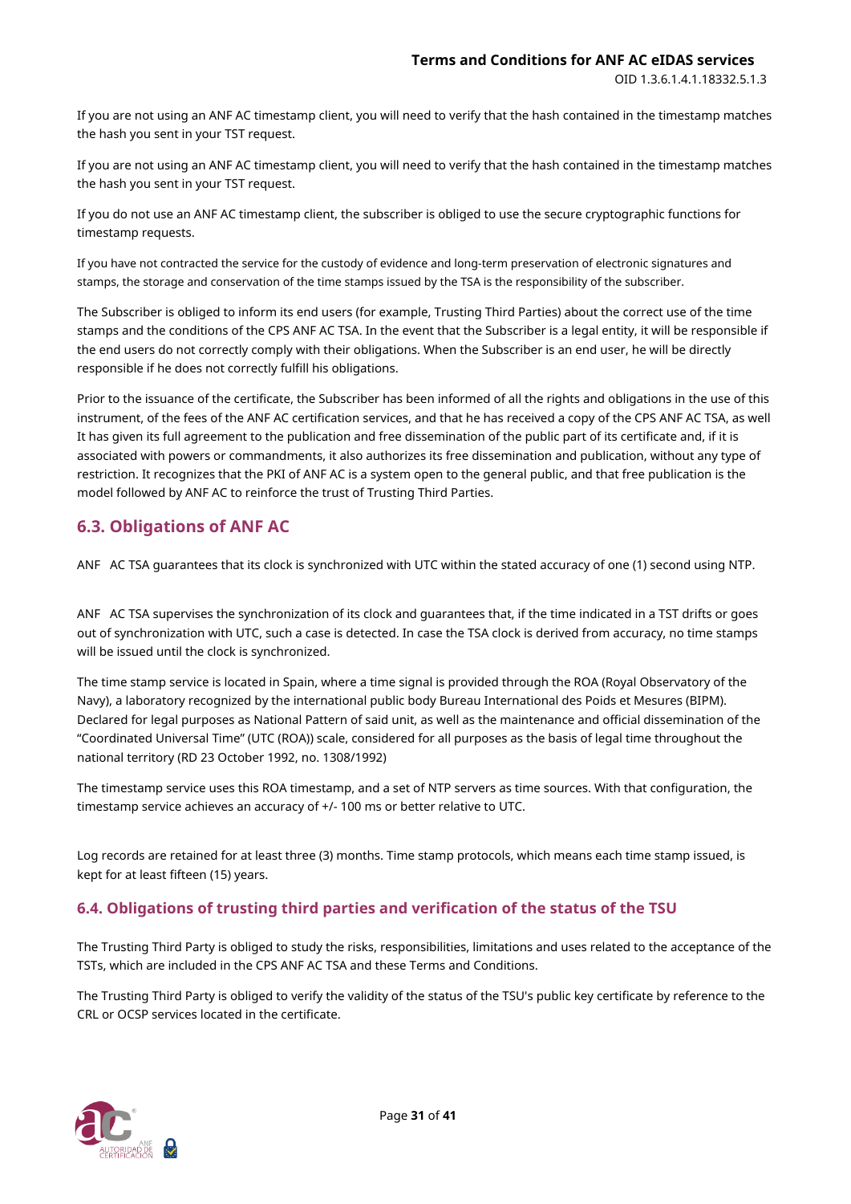If you are not using an ANF AC timestamp client, you will need to verify that the hash contained in the timestamp matches the hash you sent in your TST request.

If you are not using an ANF AC timestamp client, you will need to verify that the hash contained in the timestamp matches the hash you sent in your TST request.

If you do not use an ANF AC timestamp client, the subscriber is obliged to use the secure cryptographic functions for timestamp requests.

If you have not contracted the service for the custody of evidence and long-term preservation of electronic signatures and stamps, the storage and conservation of the time stamps issued by the TSA is the responsibility of the subscriber.

The Subscriber is obliged to inform its end users (for example, Trusting Third Parties) about the correct use of the time stamps and the conditions of the CPS ANF AC TSA. In the event that the Subscriber is a legal entity, it will be responsible if the end users do not correctly comply with their obligations. When the Subscriber is an end user, he will be directly responsible if he does not correctly fulfill his obligations.

Prior to the issuance of the certificate, the Subscriber has been informed of all the rights and obligations in the use of this instrument, of the fees of the ANF AC certification services, and that he has received a copy of the CPS ANF AC TSA, as well It has given its full agreement to the publication and free dissemination of the public part of its certificate and, if it is associated with powers or commandments, it also authorizes its free dissemination and publication, without any type of restriction. It recognizes that the PKI of ANF AC is a system open to the general public, and that free publication is the model followed by ANF AC to reinforce the trust of Trusting Third Parties.

## 6.3. Obligations of ANF AC

ANF AC TSA guarantees that its clock is synchronized with UTC within the stated accuracy of one (1) second using NTP.

ANF AC TSA supervises the synchronization of its clock and guarantees that, if the time indicated in a TST drifts or goes out of synchronization with UTC, such a case is detected. In case the TSA clock is derived from accuracy, no time stamps will be issued until the clock is synchronized.

The time stamp service is located in Spain, where a time signal is provided through the ROA (Royal Observatory of the Navy), a laboratory recognized by the international public body Bureau International des Poids et Mesures (BIPM). Declared for legal purposes as National Pattern of said unit, as well as the maintenance and official dissemination of the "Coordinated Universal Time" (UTC (ROA)) scale, considered for all purposes as the basis of legal time throughout the national territory (RD 23 October 1992, no. 1308/1992)

The timestamp service uses this ROA timestamp, and a set of NTP servers as time sources. With that configuration, the timestamp service achieves an accuracy of +/- 100 ms or better relative to UTC.

Log records are retained for at least three (3) months. Time stamp protocols, which means each time stamp issued, is kept for at least fifteen (15) years.

## 6.4. Obligations of trusting third parties and verification of the status of the TSU

The Trusting Third Party is obliged to study the risks, responsibilities, limitations and uses related to the acceptance of the TSTs, which are included in the CPS ANF AC TSA and these Terms and Conditions.

The Trusting Third Party is obliged to verify the validity of the status of the TSU's public key certificate by reference to the CRL or OCSP services located in the certificate.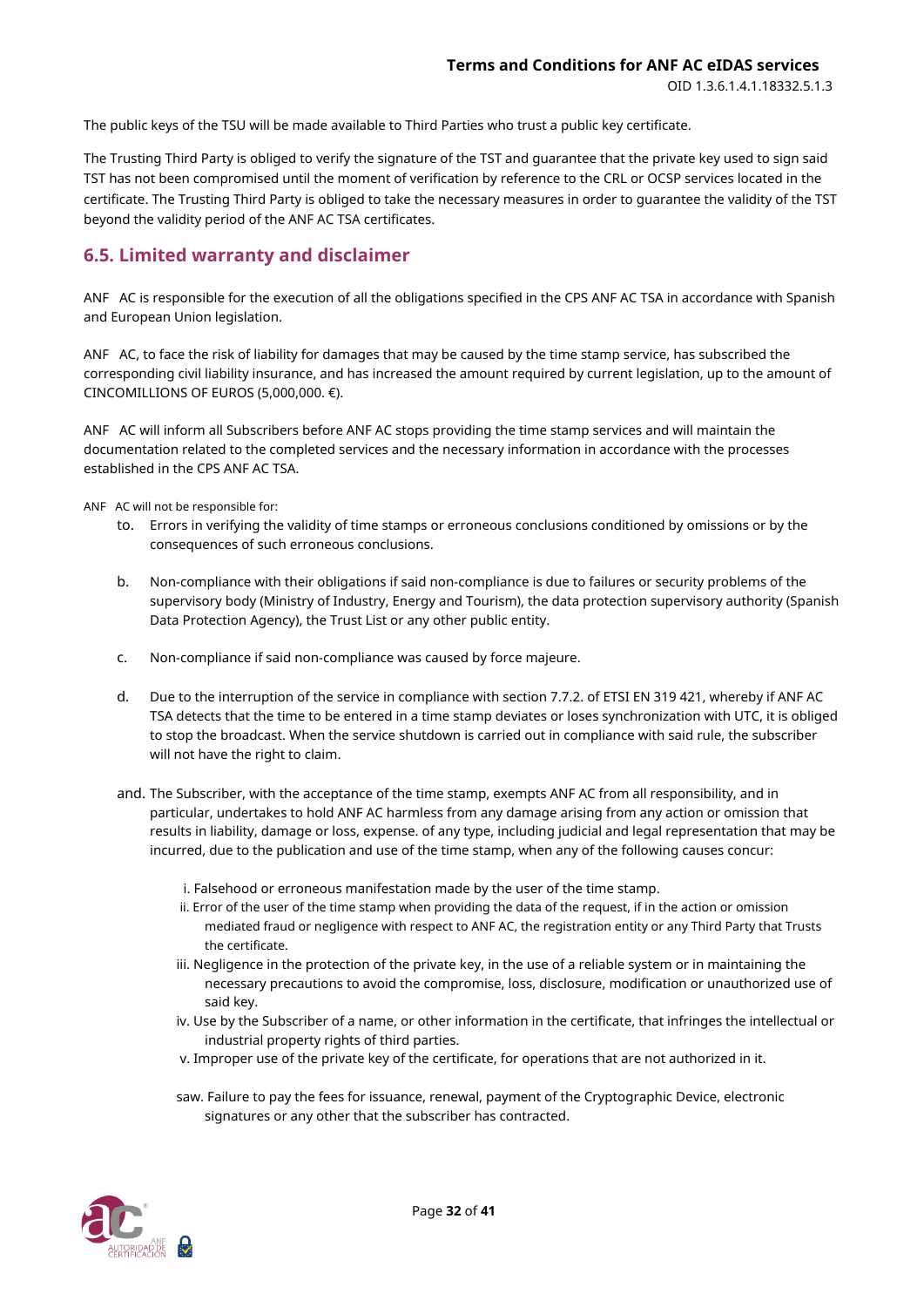The public keys of the TSU will be made available to Third Parties who trust a public key certificate.

The Trusting Third Party is obliged to verify the signature of the TST and guarantee that the private key used to sign said TST has not been compromised until the moment of verification by reference to the CRL or OCSP services located in the certificate. The Trusting Third Party is obliged to take the necessary measures in order to guarantee the validity of the TST beyond the validity period of the ANF AC TSA certificates.

## 6.5. Limited warranty and disclaimer

ANF AC is responsible for the execution of all the obligations specified in the CPS ANF AC TSA in accordance with Spanish and European Union legislation.

ANF AC, to face the risk of liability for damages that may be caused by the time stamp service, has subscribed the corresponding civil liability insurance, and has increased the amount required by current legislation, up to the amount of CINCOMILLIONS OF EUROS (5,000,000. €).

ANF AC will inform all Subscribers before ANF AC stops providing the time stamp services and will maintain the documentation related to the completed services and the necessary information in accordance with the processes established in the CPS ANF AC TSA.

ANF AC will not be responsible for:

to. Errors in verifying the validity of time stamps or erroneous conclusions conditioned by omissions or by the consequences of such erroneous conclusions.

b. Non-compliance with their obligations if said non-compliance is due to failures or security problems of the supervisory body (Ministry of Industry, Energy and Tourism), the data protection supervisory authority (Spanish Data Protection Agency), the Trust List or any other public entity.

c. Non-compliance if said non-compliance was caused by force majeure.

d. Due to the interruption of the service in compliance with section 7.7.2. of ETSI EN 319 421, whereby if ANF AC TSA detects that the time to be entered in a time stamp deviates or loses synchronization with UTC, it is obliged to stop the broadcast. When the service shutdown is carried out in compliance with said rule, the subscriber will not have the right to claim.

and. The Subscriber, with the acceptance of the time stamp, exempts ANF AC from all responsibility, and in particular, undertakes to hold ANF AC harmless from any damage arising from any action or omission that results in liability, damage or loss, expense. of any type, including judicial and legal representation that may be incurred, due to the publication and use of the time stamp, when any of the following causes concur:

i. Falsehood or erroneous manifestation made by the user of the time stamp.

ii. Error of the user of the time stamp when providing the data of the request, if in the action or omission mediated fraud or negligence with respect to ANF AC, the registration entity or any Third Party that Trusts the certificate.

iii. Negligence in the protection of the private key, in the use of a reliable system or in maintaining the necessary precautions to avoid the compromise, loss, disclosure, modification or unauthorized use of said key.

iv. Use by the Subscriber of a name, or other information in the certificate, that infringes the intellectual or industrial property rights of third parties.

v. Improper use of the private key of the certificate, for operations that are not authorized in it.

saw. Failure to pay the fees for issuance, renewal, payment of the Cryptographic Device, electronic signatures or any other that the subscriber has contracted.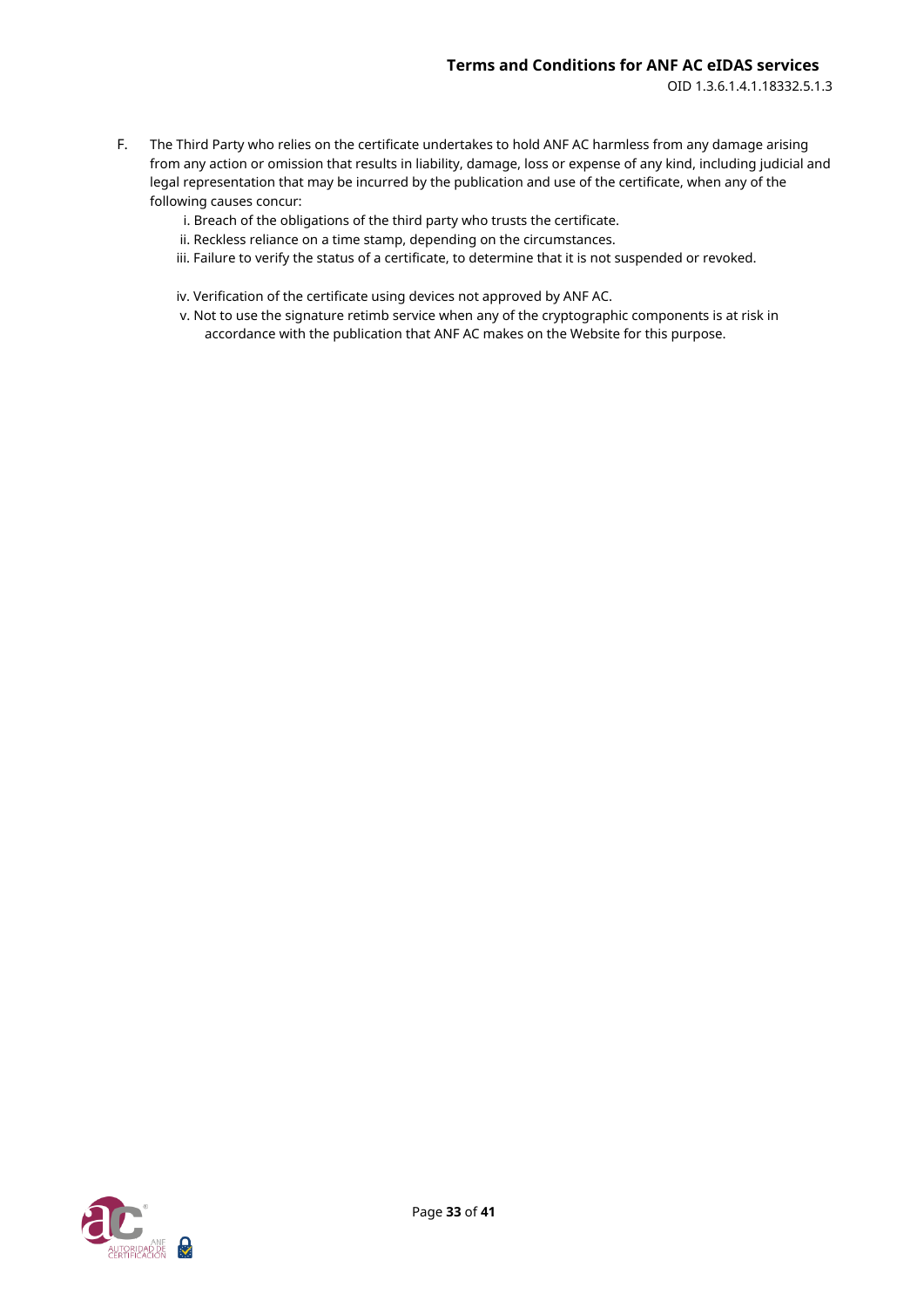F. The Third Party who relies on the certificate undertakes to hold ANF AC harmless from any damage arising from any action or omission that results in liability, damage, loss or expense of any kind, including judicial and legal representation that may be incurred by the publication and use of the certificate, when any of the following causes concur:

   i. Breach of the obligations of the third party who trusts the certificate.
   ii. Reckless reliance on a time stamp, depending on the circumstances.
   iii. Failure to verify the status of a certificate, to determine that it is not suspended or revoked.
   iv. Verification of the certificate using devices not approved by ANF AC.
   v. Not to use the signature retimb service when any of the cryptographic components is at risk in accordance with the publication that ANF AC makes on the Website for this purpose.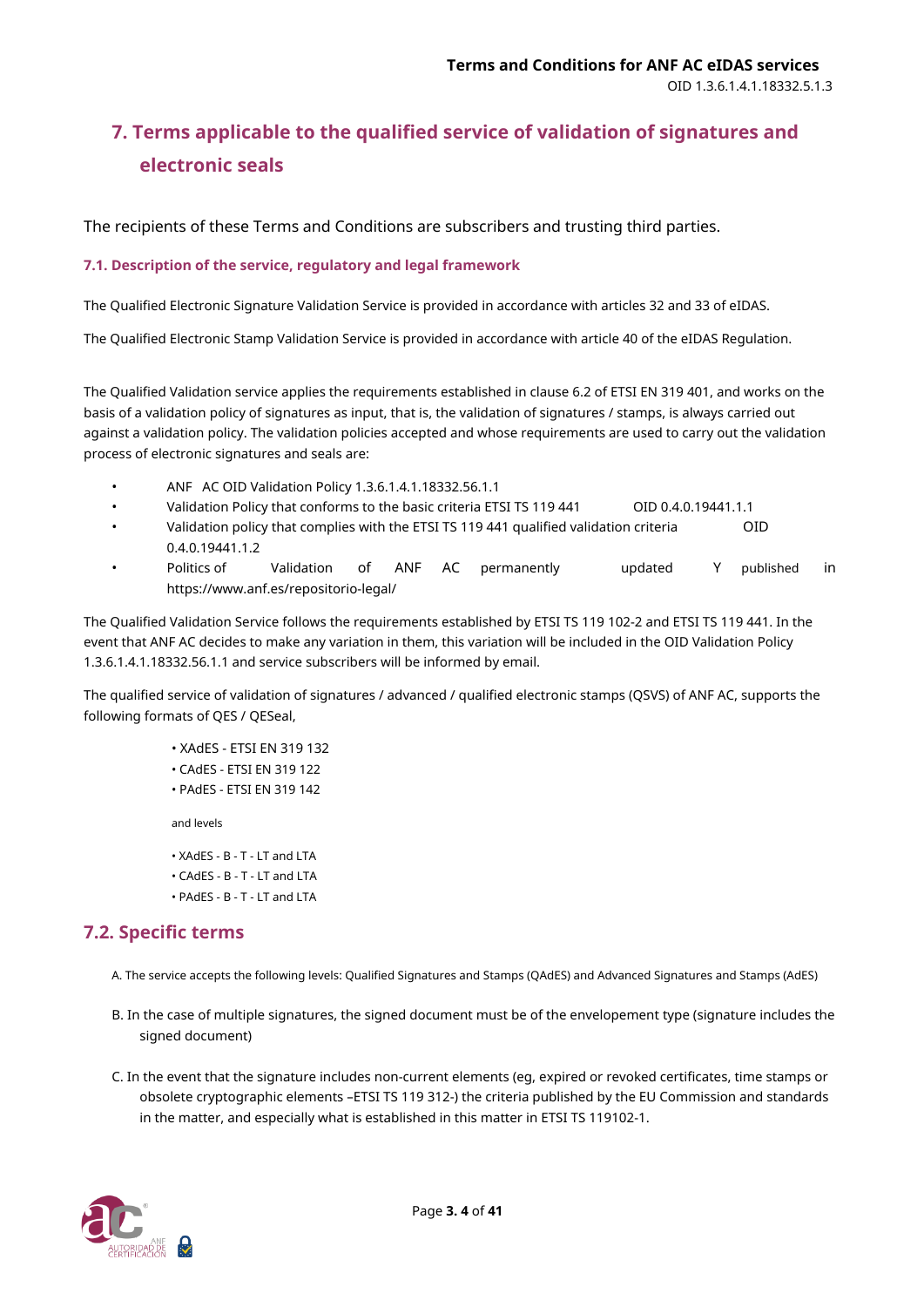## 7. Terms applicable to the qualified service of validation of signatures and electronic seals

The recipients of these Terms and Conditions are subscribers and trusting third parties.

### 7.1. Description of the service, regulatory and legal framework

The Qualified Electronic Signature Validation Service is provided in accordance with articles 32 and 33 of eIDAS.

The Qualified Electronic Stamp Validation Service is provided in accordance with article 40 of the eIDAS Regulation.

The Qualified Validation service applies the requirements established in clause 6.2 of ETSI EN 319 401, and works on the basis of a validation policy of signatures as input, that is, the validation of signatures / stamps, is always carried out against a validation policy. The validation policies accepted and whose requirements are used to carry out the validation process of electronic signatures and seals are:

- ANF AC OID Validation Policy 1.3.6.1.4.1.18332.56.1.1
- Validation Policy that conforms to the basic criteria ETSI TS 119 441 OID 0.4.0.19441.1.1
- Validation policy that complies with the ETSI TS 119 441 qualified validation criteria OID 0.4.0.19441.1.2
- Politics of Validation of ANF AC permanently updated Y published in https://www.anf.es/repositorio-legal/

The Qualified Validation Service follows the requirements established by ETSI TS 119 102-2 and ETSI TS 119 441. In the event that ANF AC decides to make any variation in them, this variation will be included in the OID Validation Policy 1.3.6.1.4.1.18332.56.1.1 and service subscribers will be informed by email.

The qualified service of validation of signatures / advanced / qualified electronic stamps (QSVS) of ANF AC, supports the following formats of QES / QESeal,

- XAdES - ETSI EN 319 132
- CAdES - ETSI EN 319 122
- PAdES - ETSI EN 319 142

and levels

- XAdES - B - T - LT and LTA
- CAdES - B - T - LT and LTA
- PAdES - B - T - LT and LTA

### 7.2. Specific terms

A. The service accepts the following levels: Qualified Signatures and Stamps (QAdES) and Advanced Signatures and Stamps (AdES)

B. In the case of multiple signatures, the signed document must be of the envelopement type (signature includes the signed document)

C. In the event that the signature includes non-current elements (eg, expired or revoked certificates, time stamps or obsolete cryptographic elements –ETSI TS 119 312-) the criteria published by the EU Commission and standards in the matter, and especially what is established in this matter in ETSI TS 119102-1.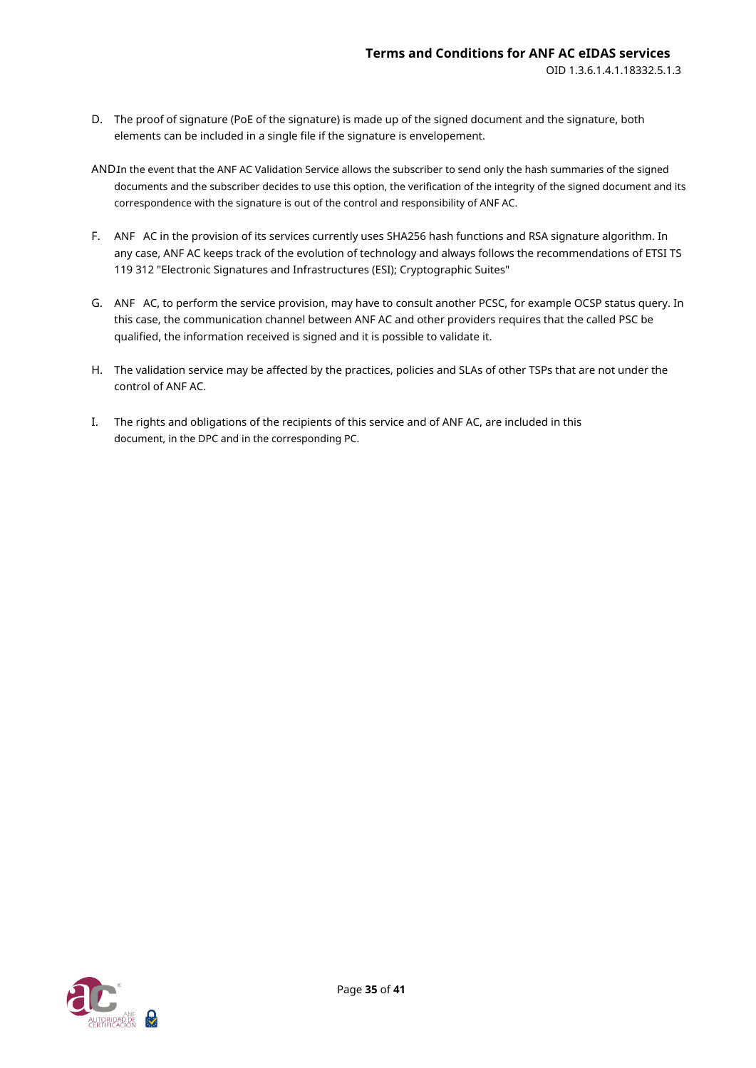D. The proof of signature (PoE of the signature) is made up of the signed document and the signature, both elements can be included in a single file if the signature is envelopement.

AND. In the event that the ANF AC Validation Service allows the subscriber to send only the hash summaries of the signed documents and the subscriber decides to use this option, the verification of the integrity of the signed document and its correspondence with the signature is out of the control and responsibility of ANF AC.

F. ANF AC in the provision of its services currently uses SHA256 hash functions and RSA signature algorithm. In any case, ANF AC keeps track of the evolution of technology and always follows the recommendations of ETSI TS 119 312 "Electronic Signatures and Infrastructures (ESI); Cryptographic Suites"

G. ANF AC, to perform the service provision, may have to consult another PCSC, for example OCSP status query. In this case, the communication channel between ANF AC and other providers requires that the called PSC be qualified, the information received is signed and it is possible to validate it.

H. The validation service may be affected by the practices, policies and SLAs of other TSPs that are not under the control of ANF AC.

I. The rights and obligations of the recipients of this service and of ANF AC, are included in this document, in the DPC and in the corresponding PC.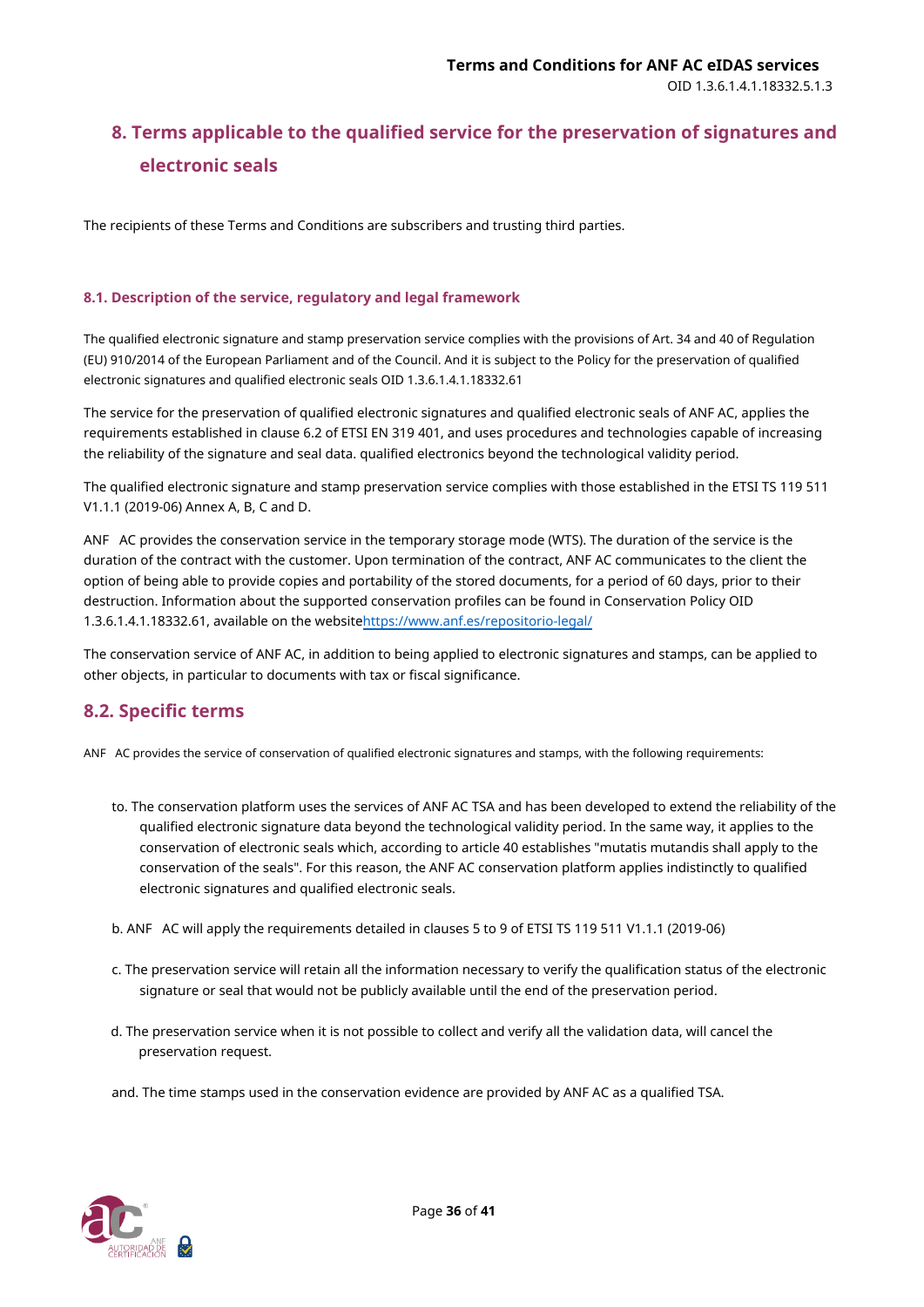## 8. Terms applicable to the qualified service for the preservation of signatures and electronic seals

The recipients of these Terms and Conditions are subscribers and trusting third parties.

### 8.1. Description of the service, regulatory and legal framework

The qualified electronic signature and stamp preservation service complies with the provisions of Art. 34 and 40 of Regulation (EU) 910/2014 of the European Parliament and of the Council. And it is subject to the Policy for the preservation of qualified electronic signatures and qualified electronic seals OID 1.3.6.1.4.1.18332.61

The service for the preservation of qualified electronic signatures and qualified electronic seals of ANF AC, applies the requirements established in clause 6.2 of ETSI EN 319 401, and uses procedures and technologies capable of increasing the reliability of the signature and seal data. qualified electronics beyond the technological validity period.

The qualified electronic signature and stamp preservation service complies with those established in the ETSI TS 119 511 V1.1.1 (2019-06) Annex A, B, C and D.

ANF AC provides the conservation service in the temporary storage mode (WTS). The duration of the service is the duration of the contract with the customer. Upon termination of the contract, ANF AC communicates to the client the option of being able to provide copies and portability of the stored documents, for a period of 60 days, prior to their destruction. Information about the supported conservation profiles can be found in Conservation Policy OID 1.3.6.1.4.1.18332.61, available on the websitehttps://www.anf.es/repositorio-legal/

The conservation service of ANF AC, in addition to being applied to electronic signatures and stamps, can be applied to other objects, in particular to documents with tax or fiscal significance.

### 8.2. Specific terms

ANF AC provides the service of conservation of qualified electronic signatures and stamps, with the following requirements:

to. The conservation platform uses the services of ANF AC TSA and has been developed to extend the reliability of the qualified electronic signature data beyond the technological validity period. In the same way, it applies to the conservation of electronic seals which, according to article 40 establishes "mutatis mutandis shall apply to the conservation of the seals". For this reason, the ANF AC conservation platform applies indistinctly to qualified electronic signatures and qualified electronic seals.

b. ANF AC will apply the requirements detailed in clauses 5 to 9 of ETSI TS 119 511 V1.1.1 (2019-06)

c. The preservation service will retain all the information necessary to verify the qualification status of the electronic signature or seal that would not be publicly available until the end of the preservation period.

d. The preservation service when it is not possible to collect and verify all the validation data, will cancel the preservation request.

and. The time stamps used in the conservation evidence are provided by ANF AC as a qualified TSA.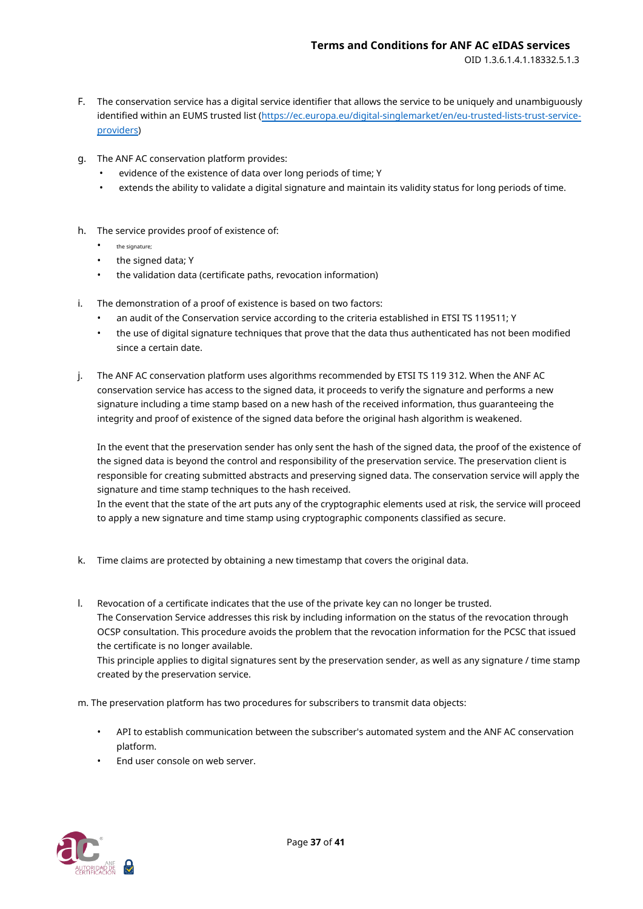F. The conservation service has a digital service identifier that allows the service to be uniquely and unambiguously identified within an EUMS trusted list ([https://ec.europa.eu/digital-singlemarket/en/eu-trusted-lists-trust-service-providers](https://ec.europa.eu/digital-singlemarket/en/eu-trusted-lists-trust-service-providers))

g. The ANF AC conservation platform provides:

- evidence of the existence of data over long periods of time; Y
- extends the ability to validate a digital signature and maintain its validity status for long periods of time.

h. The service provides proof of existence of:

- the signature;
- the signed data; Y
- the validation data (certificate paths, revocation information)

i. The demonstration of a proof of existence is based on two factors:

- an audit of the Conservation service according to the criteria established in ETSI TS 119511; Y
- the use of digital signature techniques that prove that the data thus authenticated has not been modified since a certain date.

j. The ANF AC conservation platform uses algorithms recommended by ETSI TS 119 312. When the ANF AC conservation service has access to the signed data, it proceeds to verify the signature and performs a new signature including a time stamp based on a new hash of the received information, thus guaranteeing the integrity and proof of existence of the signed data before the original hash algorithm is weakened.

In the event that the preservation sender has only sent the hash of the signed data, the proof of the existence of the signed data is beyond the control and responsibility of the preservation service. The preservation client is responsible for creating submitted abstracts and preserving signed data. The conservation service will apply the signature and time stamp techniques to the hash received.
In the event that the state of the art puts any of the cryptographic elements used at risk, the service will proceed to apply a new signature and time stamp using cryptographic components classified as secure.

k. Time claims are protected by obtaining a new timestamp that covers the original data.

l. Revocation of a certificate indicates that the use of the private key can no longer be trusted.
The Conservation Service addresses this risk by including information on the status of the revocation through OCSP consultation. This procedure avoids the problem that the revocation information for the PCSC that issued the certificate is no longer available.
This principle applies to digital signatures sent by the preservation sender, as well as any signature / time stamp created by the preservation service.

m. The preservation platform has two procedures for subscribers to transmit data objects:

- API to establish communication between the subscriber's automated system and the ANF AC conservation platform.
- End user console on web server.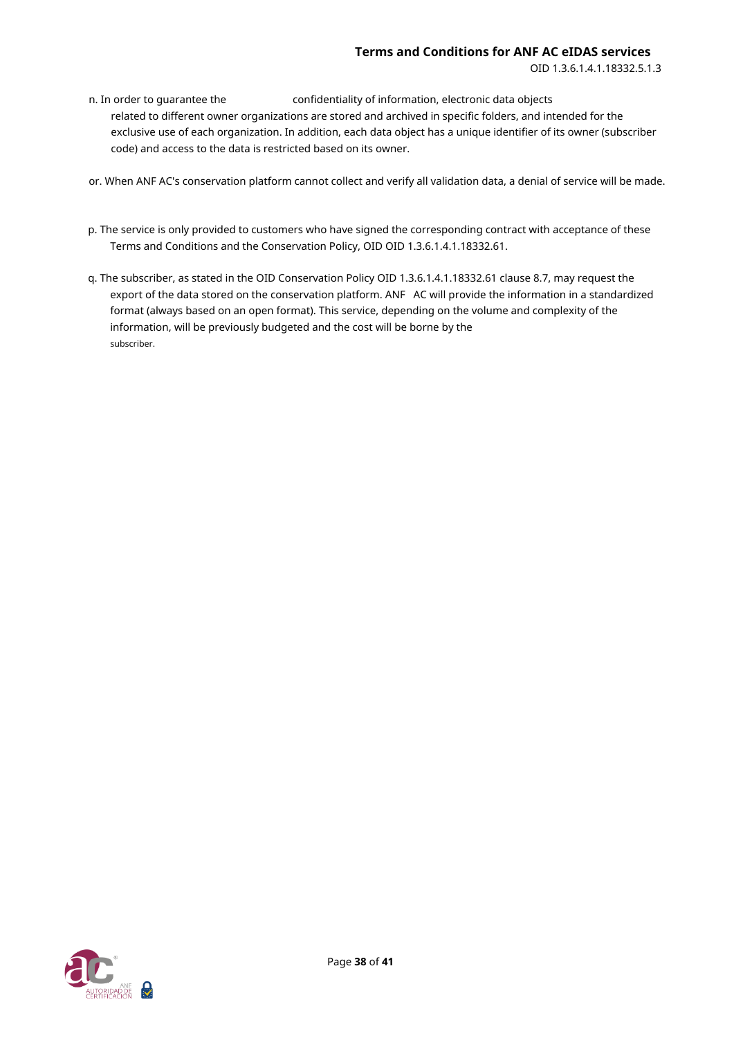n. In order to guarantee the confidentiality of information, electronic data objects related to different owner organizations are stored and archived in specific folders, and intended for the exclusive use of each organization. In addition, each data object has a unique identifier of its owner (subscriber code) and access to the data is restricted based on its owner.

or. When ANF AC's conservation platform cannot collect and verify all validation data, a denial of service will be made.

p. The service is only provided to customers who have signed the corresponding contract with acceptance of these Terms and Conditions and the Conservation Policy, OID OID 1.3.6.1.4.1.18332.61.

q. The subscriber, as stated in the OID Conservation Policy OID 1.3.6.1.4.1.18332.61 clause 8.7, may request the export of the data stored on the conservation platform. ANF AC will provide the information in a standardized format (always based on an open format). This service, depending on the volume and complexity of the information, will be previously budgeted and the cost will be borne by the subscriber.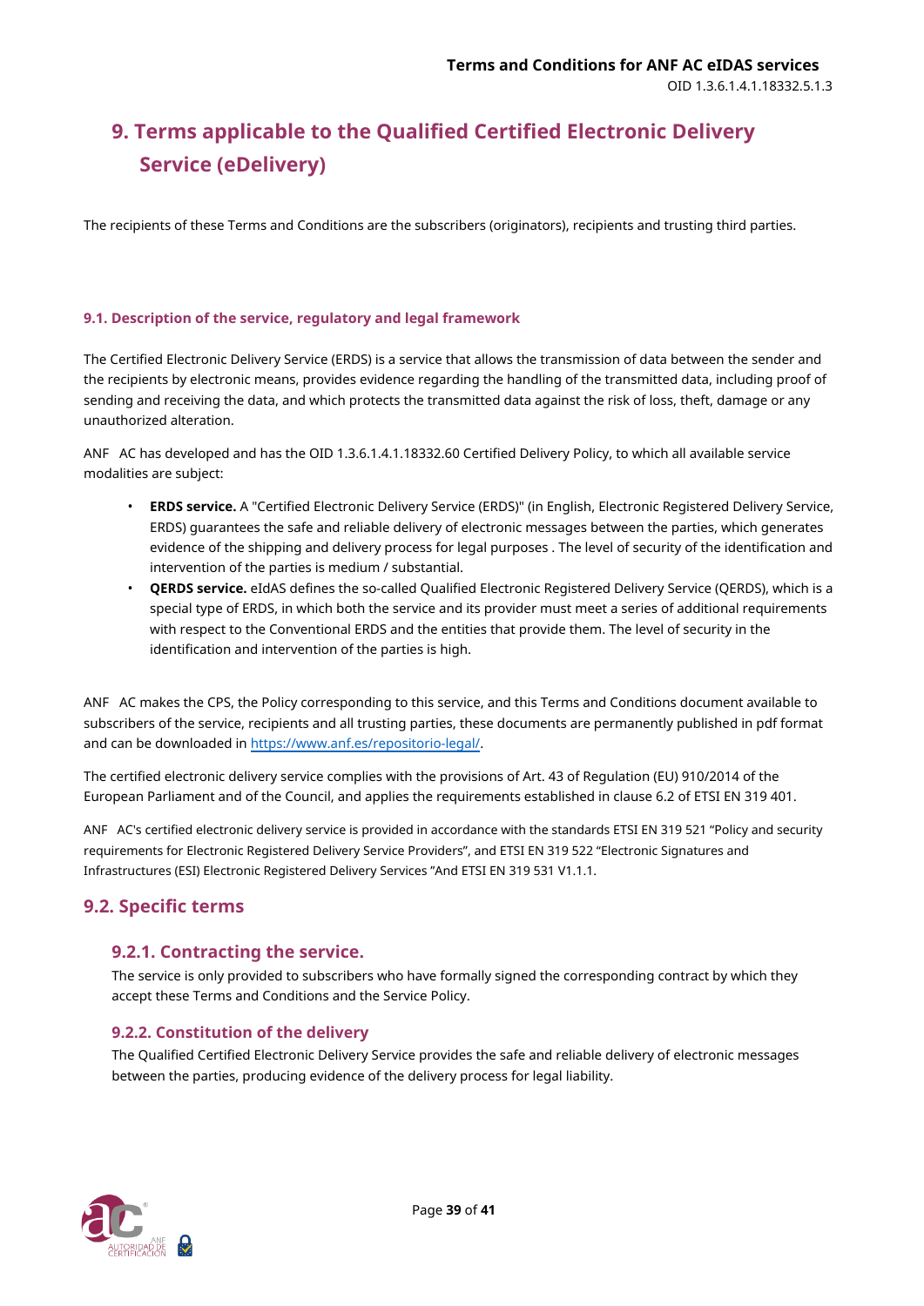# 9. Terms applicable to the Qualified Certified Electronic Delivery Service (eDelivery)

The recipients of these Terms and Conditions are the subscribers (originators), recipients and trusting third parties.

### 9.1. Description of the service, regulatory and legal framework

The Certified Electronic Delivery Service (ERDS) is a service that allows the transmission of data between the sender and the recipients by electronic means, provides evidence regarding the handling of the transmitted data, including proof of sending and receiving the data, and which protects the transmitted data against the risk of loss, theft, damage or any unauthorized alteration.

ANF AC has developed and has the OID 1.3.6.1.4.1.18332.60 Certified Delivery Policy, to which all available service modalities are subject:

- **ERDS service.** A "Certified Electronic Delivery Service (ERDS)" (in English, Electronic Registered Delivery Service, ERDS) guarantees the safe and reliable delivery of electronic messages between the parties, which generates evidence of the shipping and delivery process for legal purposes . The level of security of the identification and intervention of the parties is medium / substantial.
- **QERDS service.** eIdAS defines the so-called Qualified Electronic Registered Delivery Service (QERDS), which is a special type of ERDS, in which both the service and its provider must meet a series of additional requirements with respect to the Conventional ERDS and the entities that provide them. The level of security in the identification and intervention of the parties is high.

ANF AC makes the CPS, the Policy corresponding to this service, and this Terms and Conditions document available to subscribers of the service, recipients and all trusting parties, these documents are permanently published in pdf format and can be downloaded in https://www.anf.es/repositorio-legal/.

The certified electronic delivery service complies with the provisions of Art. 43 of Regulation (EU) 910/2014 of the European Parliament and of the Council, and applies the requirements established in clause 6.2 of ETSI EN 319 401.

ANF AC's certified electronic delivery service is provided in accordance with the standards ETSI EN 319 521 "Policy and security requirements for Electronic Registered Delivery Service Providers", and ETSI EN 319 522 "Electronic Signatures and Infrastructures (ESI) Electronic Registered Delivery Services "And ETSI EN 319 531 V1.1.1.

## 9.2. Specific terms

### 9.2.1. Contracting the service.

The service is only provided to subscribers who have formally signed the corresponding contract by which they accept these Terms and Conditions and the Service Policy.

### 9.2.2. Constitution of the delivery

The Qualified Certified Electronic Delivery Service provides the safe and reliable delivery of electronic messages between the parties, producing evidence of the delivery process for legal liability.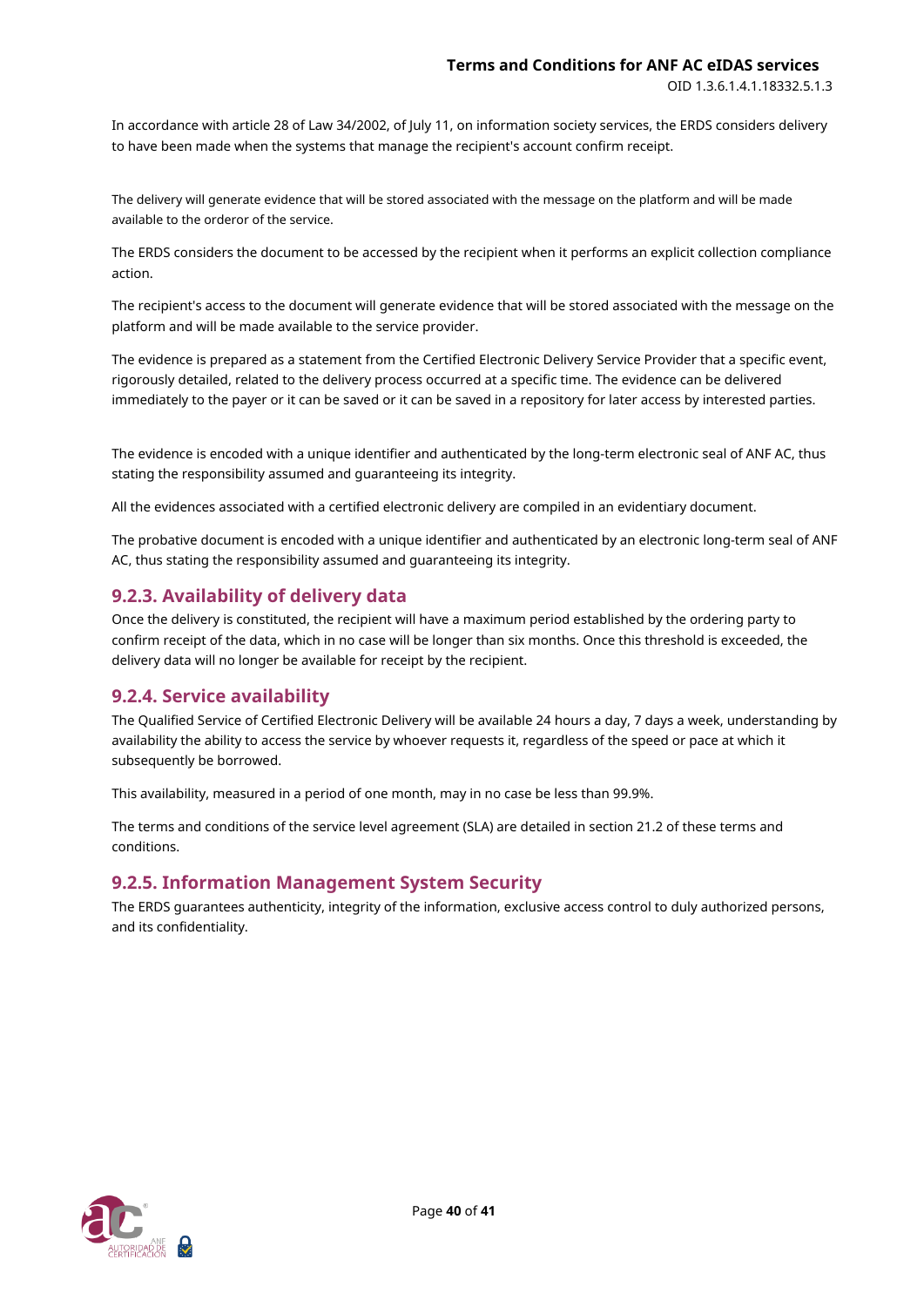In accordance with article 28 of Law 34/2002, of July 11, on information society services, the ERDS considers delivery to have been made when the systems that manage the recipient's account confirm receipt.

The delivery will generate evidence that will be stored associated with the message on the platform and will be made available to the orderor of the service.

The ERDS considers the document to be accessed by the recipient when it performs an explicit collection compliance action.

The recipient's access to the document will generate evidence that will be stored associated with the message on the platform and will be made available to the service provider.

The evidence is prepared as a statement from the Certified Electronic Delivery Service Provider that a specific event, rigorously detailed, related to the delivery process occurred at a specific time. The evidence can be delivered immediately to the payer or it can be saved or it can be saved in a repository for later access by interested parties.

The evidence is encoded with a unique identifier and authenticated by the long-term electronic seal of ANF AC, thus stating the responsibility assumed and guaranteeing its integrity.

All the evidences associated with a certified electronic delivery are compiled in an evidentiary document.

The probative document is encoded with a unique identifier and authenticated by an electronic long-term seal of ANF AC, thus stating the responsibility assumed and guaranteeing its integrity.

### 9.2.3. Availability of delivery data

Once the delivery is constituted, the recipient will have a maximum period established by the ordering party to confirm receipt of the data, which in no case will be longer than six months. Once this threshold is exceeded, the delivery data will no longer be available for receipt by the recipient.

### 9.2.4. Service availability

The Qualified Service of Certified Electronic Delivery will be available 24 hours a day, 7 days a week, understanding by availability the ability to access the service by whoever requests it, regardless of the speed or pace at which it subsequently be borrowed.

This availability, measured in a period of one month, may in no case be less than 99.9%.

The terms and conditions of the service level agreement (SLA) are detailed in section 21.2 of these terms and conditions.

### 9.2.5. Information Management System Security

The ERDS guarantees authenticity, integrity of the information, exclusive access control to duly authorized persons, and its confidentiality.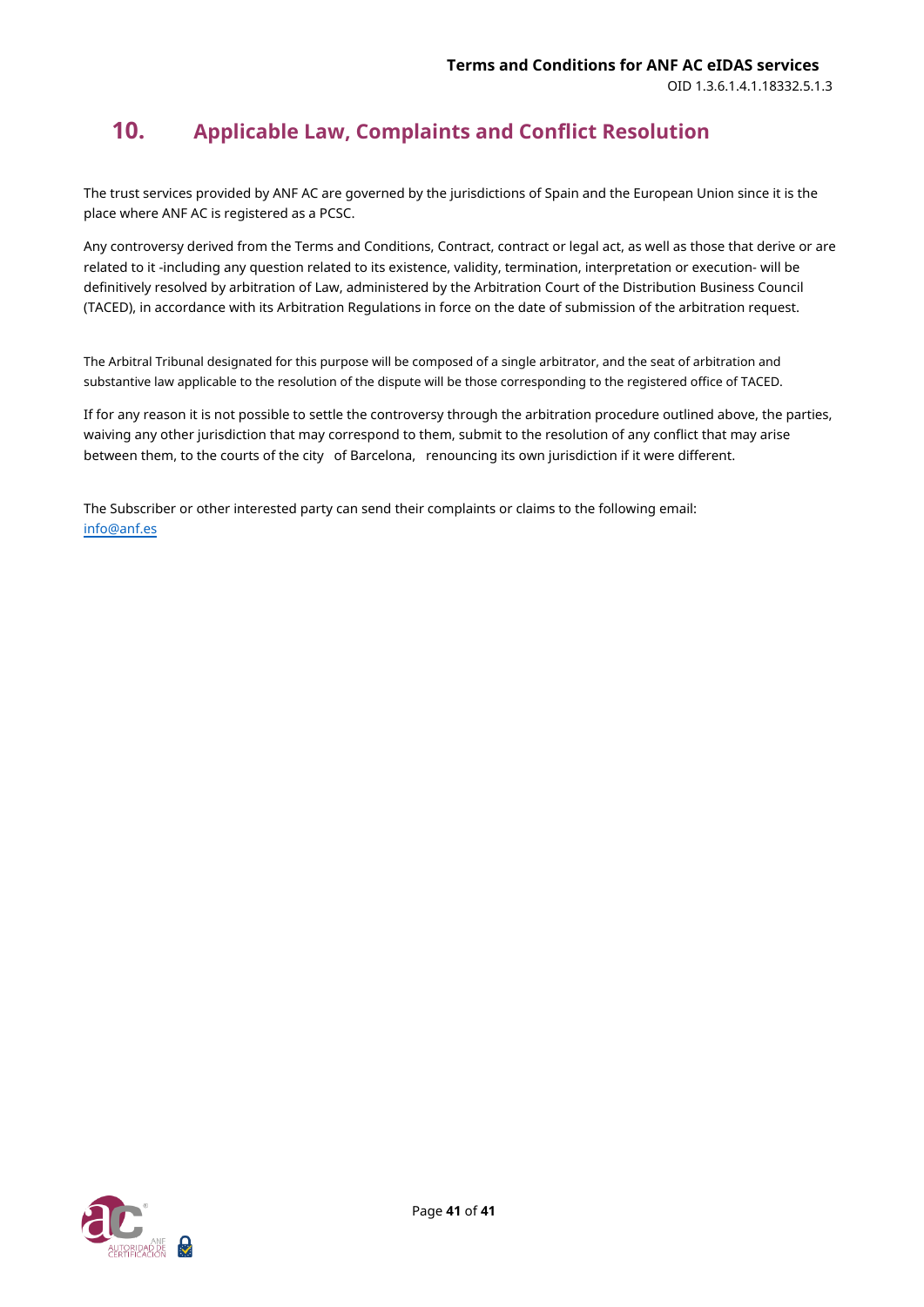# 10. Applicable Law, Complaints and Conflict Resolution

The trust services provided by ANF AC are governed by the jurisdictions of Spain and the European Union since it is the place where ANF AC is registered as a PCSC.

Any controversy derived from the Terms and Conditions, Contract, contract or legal act, as well as those that derive or are related to it -including any question related to its existence, validity, termination, interpretation or execution- will be definitively resolved by arbitration of Law, administered by the Arbitration Court of the Distribution Business Council (TACED), in accordance with its Arbitration Regulations in force on the date of submission of the arbitration request.

The Arbitral Tribunal designated for this purpose will be composed of a single arbitrator, and the seat of arbitration and substantive law applicable to the resolution of the dispute will be those corresponding to the registered office of TACED.

If for any reason it is not possible to settle the controversy through the arbitration procedure outlined above, the parties, waiving any other jurisdiction that may correspond to them, submit to the resolution of any conflict that may arise between them, to the courts of the city of Barcelona, renouncing its own jurisdiction if it were different.

The Subscriber or other interested party can send their complaints or claims to the following email: info@anf.es